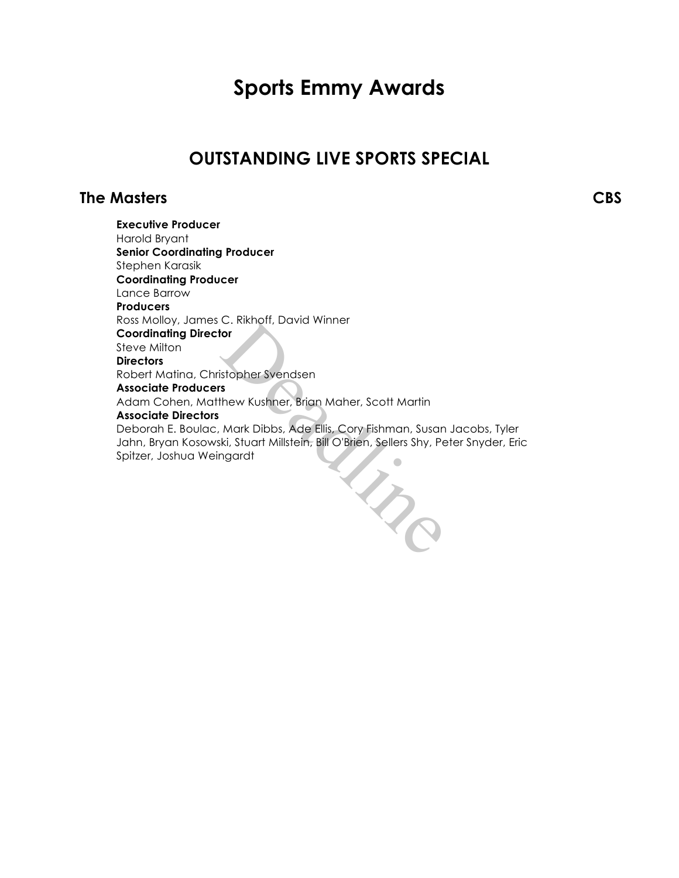# Sports Emmy Awards

## OUTSTANDING LIVE SPORTS SPECIAL

### The Masters — CBS

**Executive Producer**
Harold Bryant
**Senior Coordinating Producer**
Stephen Karasik
**Coordinating Producer**
Lance Barrow
**Producers**
Ross Molloy, James C. Rikhoff, David Winner
**Coordinating Director**
Steve Milton
**Directors**
Robert Matina, Christopher Svendsen
**Associate Producers**
Adam Cohen, Matthew Kushner, Brian Maher, Scott Martin
**Associate Directors**
Deborah E. Boulac, Mark Dibbs, Ade Ellis, Cory Fishman, Susan Jacobs, Tyler Jahn, Bryan Kosowski, Stuart Millstein, Bill O'Brien, Sellers Shy, Peter Snyder, Eric Spitzer, Joshua Weingardt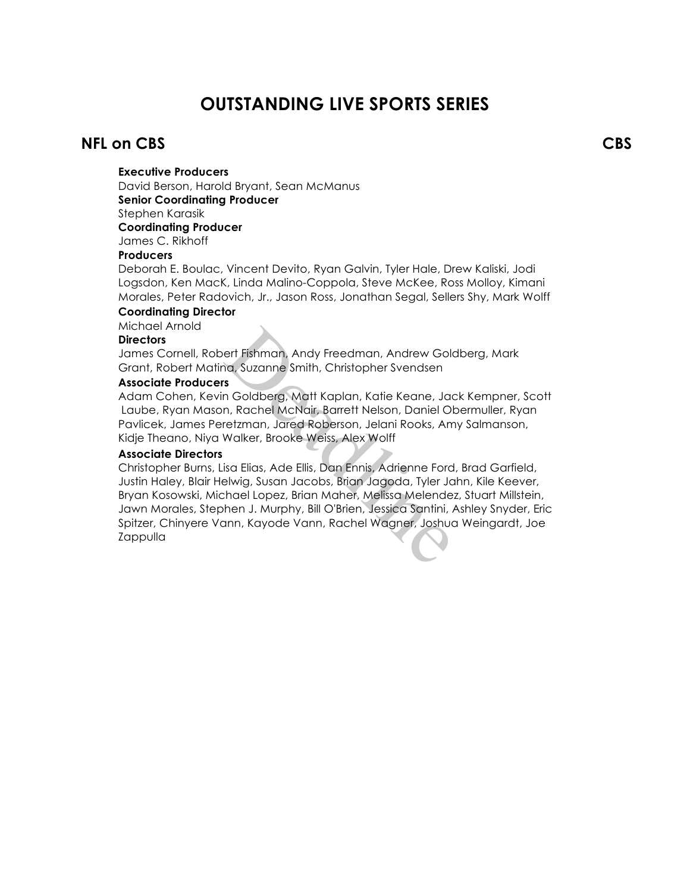# OUTSTANDING LIVE SPORTS SERIES

## NFL on CBS — CBS

**Executive Producers**
David Berson, Harold Bryant, Sean McManus

**Senior Coordinating Producer**
Stephen Karasik

**Coordinating Producer**
James C. Rikhoff

**Producers**
Deborah E. Boulac, Vincent Devito, Ryan Galvin, Tyler Hale, Drew Kaliski, Jodi Logsdon, Ken MacK, Linda Malino-Coppola, Steve McKee, Ross Molloy, Kimani Morales, Peter Radovich, Jr., Jason Ross, Jonathan Segal, Sellers Shy, Mark Wolff

**Coordinating Director**
Michael Arnold

**Directors**
James Cornell, Robert Fishman, Andy Freedman, Andrew Goldberg, Mark Grant, Robert Matina, Suzanne Smith, Christopher Svendsen

**Associate Producers**
Adam Cohen, Kevin Goldberg, Matt Kaplan, Katie Keane, Jack Kempner, Scott Laube, Ryan Mason, Rachel McNair, Barrett Nelson, Daniel Obermuller, Ryan Pavlicek, James Peretzman, Jared Roberson, Jelani Rooks, Amy Salmanson, Kidje Theano, Niya Walker, Brooke Weiss, Alex Wolff

**Associate Directors**
Christopher Burns, Lisa Elias, Ade Ellis, Dan Ennis, Adrienne Ford, Brad Garfield, Justin Haley, Blair Helwig, Susan Jacobs, Brian Jagoda, Tyler Jahn, Kile Keever, Bryan Kosowski, Michael Lopez, Brian Maher, Melissa Melendez, Stuart Millstein, Jawn Morales, Stephen J. Murphy, Bill O'Brien, Jessica Santini, Ashley Snyder, Eric Spitzer, Chinyere Vann, Kayode Vann, Rachel Wagner, Joshua Weingardt, Joe Zappulla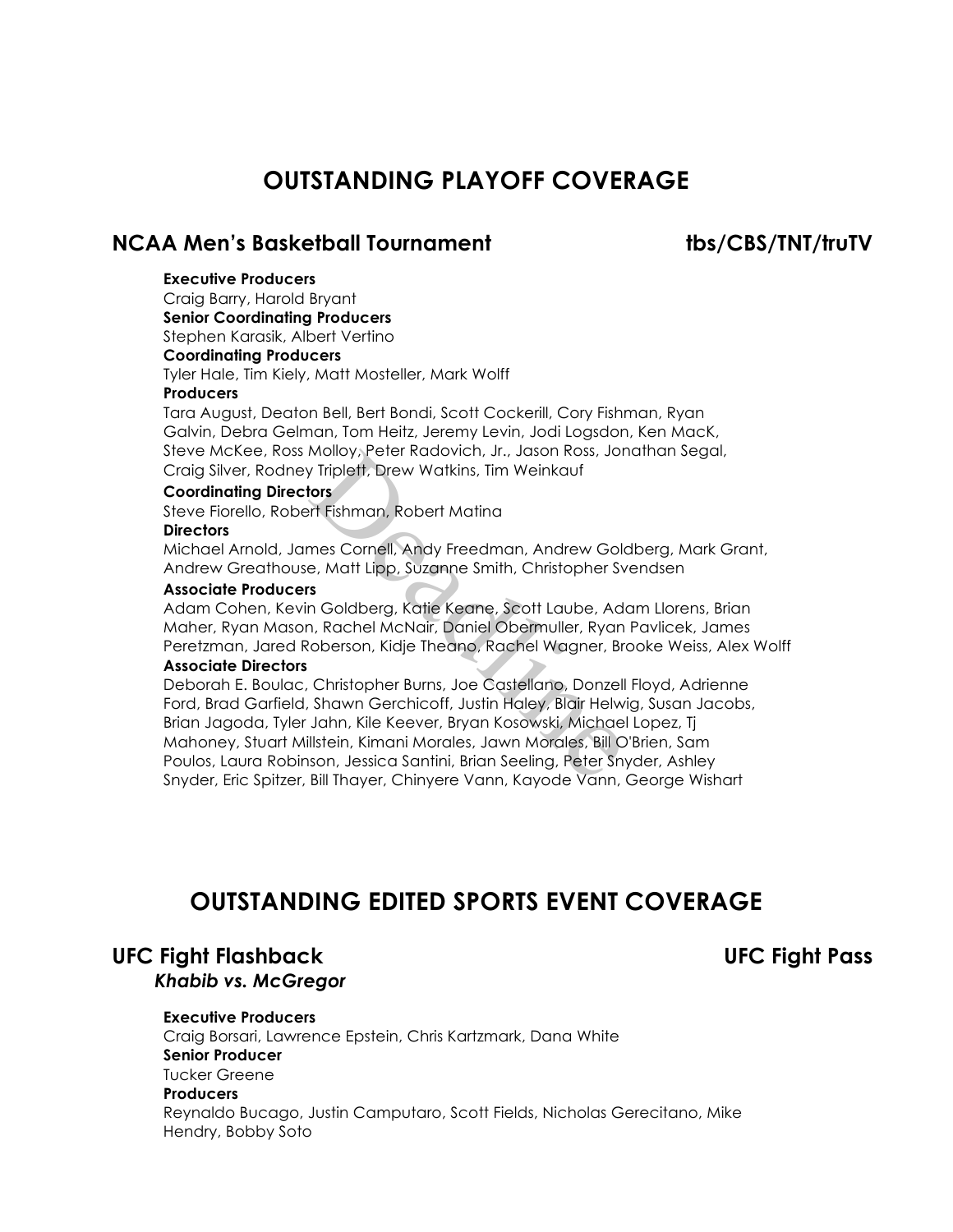## OUTSTANDING PLAYOFF COVERAGE

### NCAA Men's Basketball Tournament — tbs/CBS/TNT/truTV

**Executive Producers**
Craig Barry, Harold Bryant
**Senior Coordinating Producers**
Stephen Karasik, Albert Vertino
**Coordinating Producers**
Tyler Hale, Tim Kiely, Matt Mosteller, Mark Wolff
**Producers**
Tara August, Deaton Bell, Bert Bondi, Scott Cockerill, Cory Fishman, Ryan Galvin, Debra Gelman, Tom Heitz, Jeremy Levin, Jodi Logsdon, Ken MacK, Steve McKee, Ross Molloy, Peter Radovich, Jr., Jason Ross, Jonathan Segal, Craig Silver, Rodney Triplett, Drew Watkins, Tim Weinkauf
**Coordinating Directors**
Steve Fiorello, Robert Fishman, Robert Matina
**Directors**
Michael Arnold, James Cornell, Andy Freedman, Andrew Goldberg, Mark Grant, Andrew Greathouse, Matt Lipp, Suzanne Smith, Christopher Svendsen
**Associate Producers**
Adam Cohen, Kevin Goldberg, Katie Keane, Scott Laube, Adam Llorens, Brian Maher, Ryan Mason, Rachel McNair, Daniel Obermuller, Ryan Pavlicek, James Peretzman, Jared Roberson, Kidje Theano, Rachel Wagner, Brooke Weiss, Alex Wolff
**Associate Directors**
Deborah E. Boulac, Christopher Burns, Joe Castellano, Donzell Floyd, Adrienne Ford, Brad Garfield, Shawn Gerchicoff, Justin Haley, Blair Helwig, Susan Jacobs, Brian Jagoda, Tyler Jahn, Kile Keever, Bryan Kosowski, Michael Lopez, Tj Mahoney, Stuart Millstein, Kimani Morales, Jawn Morales, Bill O'Brien, Sam Poulos, Laura Robinson, Jessica Santini, Brian Seeling, Peter Snyder, Ashley Snyder, Eric Spitzer, Bill Thayer, Chinyere Vann, Kayode Vann, George Wishart

## OUTSTANDING EDITED SPORTS EVENT COVERAGE

### UFC Fight Flashback — UFC Fight Pass
***Khabib vs. McGregor***

**Executive Producers**
Craig Borsari, Lawrence Epstein, Chris Kartzmark, Dana White
**Senior Producer**
Tucker Greene
**Producers**
Reynaldo Bucago, Justin Camputaro, Scott Fields, Nicholas Gerecitano, Mike Hendry, Bobby Soto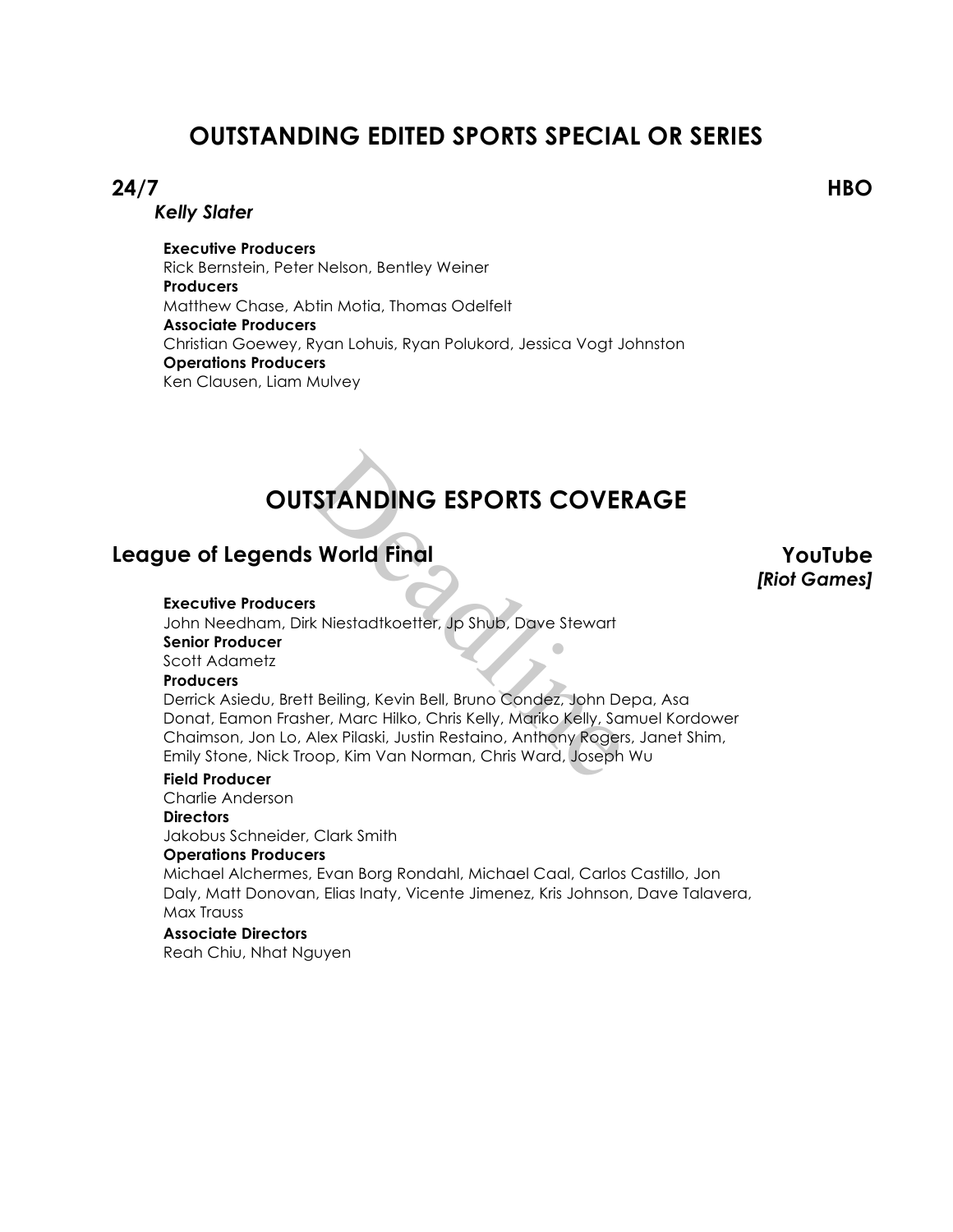## OUTSTANDING EDITED SPORTS SPECIAL OR SERIES

### 24/7 — HBO

***Kelly Slater***

**Executive Producers**
Rick Bernstein, Peter Nelson, Bentley Weiner
**Producers**
Matthew Chase, Abtin Motia, Thomas Odelfelt
**Associate Producers**
Christian Goewey, Ryan Lohuis, Ryan Polukord, Jessica Vogt Johnston
**Operations Producers**
Ken Clausen, Liam Mulvey

## OUTSTANDING ESPORTS COVERAGE

### League of Legends World Final — YouTube *[Riot Games]*

**Executive Producers**
John Needham, Dirk Niestadtkoetter, Jp Shub, Dave Stewart
**Senior Producer**
Scott Adametz
**Producers**
Derrick Asiedu, Brett Beiling, Kevin Bell, Bruno Condez, John Depa, Asa Donat, Eamon Frasher, Marc Hilko, Chris Kelly, Mariko Kelly, Samuel Kordower Chaimson, Jon Lo, Alex Pilaski, Justin Restaino, Anthony Rogers, Janet Shim, Emily Stone, Nick Troop, Kim Van Norman, Chris Ward, Joseph Wu
**Field Producer**
Charlie Anderson
**Directors**
Jakobus Schneider, Clark Smith
**Operations Producers**
Michael Alchermes, Evan Borg Rondahl, Michael Caal, Carlos Castillo, Jon Daly, Matt Donovan, Elias Inaty, Vicente Jimenez, Kris Johnson, Dave Talavera, Max Trauss
**Associate Directors**
Reah Chiu, Nhat Nguyen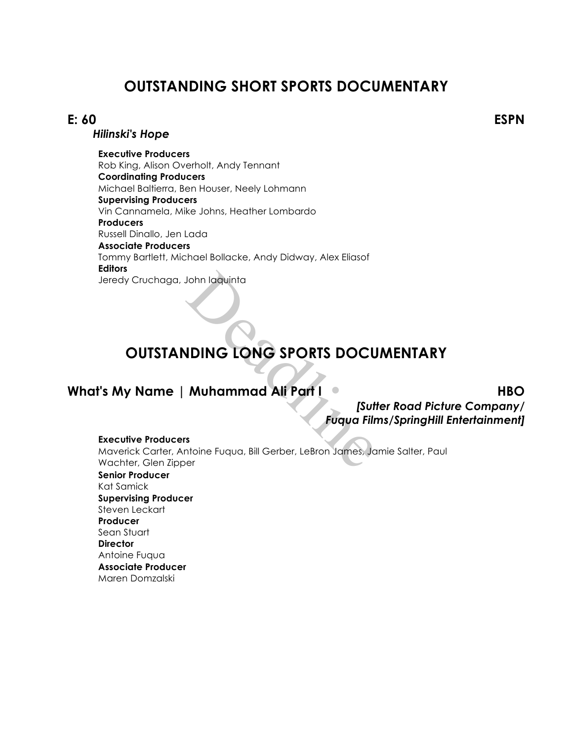## OUTSTANDING SHORT SPORTS DOCUMENTARY

**E: 60** **ESPN**

***Hilinski's Hope***

**Executive Producers**
Rob King, Alison Overholt, Andy Tennant
**Coordinating Producers**
Michael Baltierra, Ben Houser, Neely Lohmann
**Supervising Producers**
Vin Cannamela, Mike Johns, Heather Lombardo
**Producers**
Russell Dinallo, Jen Lada
**Associate Producers**
Tommy Bartlett, Michael Bollacke, Andy Didway, Alex Eliasof
**Editors**
Jeredy Cruchaga, John Iaquinta

## OUTSTANDING LONG SPORTS DOCUMENTARY

**What's My Name | Muhammad Ali Part I** **HBO**

***[Sutter Road Picture Company/ Fuqua Films/SpringHill Entertainment]***

**Executive Producers**
Maverick Carter, Antoine Fuqua, Bill Gerber, LeBron James, Jamie Salter, Paul Wachter, Glen Zipper
**Senior Producer**
Kat Samick
**Supervising Producer**
Steven Leckart
**Producer**
Sean Stuart
**Director**
Antoine Fuqua
**Associate Producer**
Maren Domzalski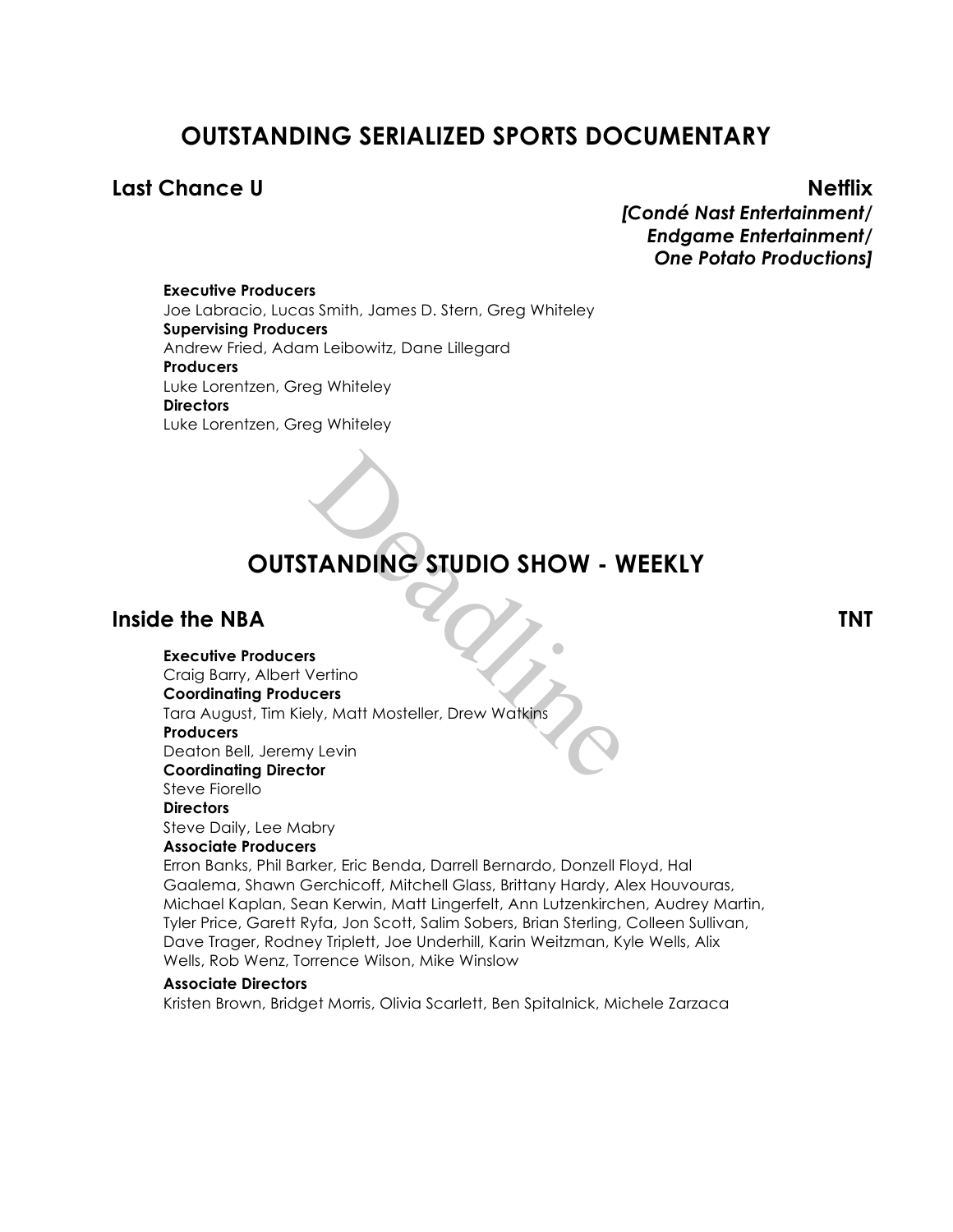## OUTSTANDING SERIALIZED SPORTS DOCUMENTARY

### Last Chance U — Netflix

***[Condé Nast Entertainment/ Endgame Entertainment/ One Potato Productions]***

**Executive Producers**
Joe Labracio, Lucas Smith, James D. Stern, Greg Whiteley
**Supervising Producers**
Andrew Fried, Adam Leibowitz, Dane Lillegard
**Producers**
Luke Lorentzen, Greg Whiteley
**Directors**
Luke Lorentzen, Greg Whiteley

## OUTSTANDING STUDIO SHOW - WEEKLY

### Inside the NBA — TNT

**Executive Producers**
Craig Barry, Albert Vertino
**Coordinating Producers**
Tara August, Tim Kiely, Matt Mosteller, Drew Watkins
**Producers**
Deaton Bell, Jeremy Levin
**Coordinating Director**
Steve Fiorello
**Directors**
Steve Daily, Lee Mabry
**Associate Producers**
Erron Banks, Phil Barker, Eric Benda, Darrell Bernardo, Donzell Floyd, Hal Gaalema, Shawn Gerchicoff, Mitchell Glass, Brittany Hardy, Alex Houvouras, Michael Kaplan, Sean Kerwin, Matt Lingerfelt, Ann Lutzenkirchen, Audrey Martin, Tyler Price, Garett Ryfa, Jon Scott, Salim Sobers, Brian Sterling, Colleen Sullivan, Dave Trager, Rodney Triplett, Joe Underhill, Karin Weitzman, Kyle Wells, Alix Wells, Rob Wenz, Torrence Wilson, Mike Winslow
**Associate Directors**
Kristen Brown, Bridget Morris, Olivia Scarlett, Ben Spitalnick, Michele Zarzaca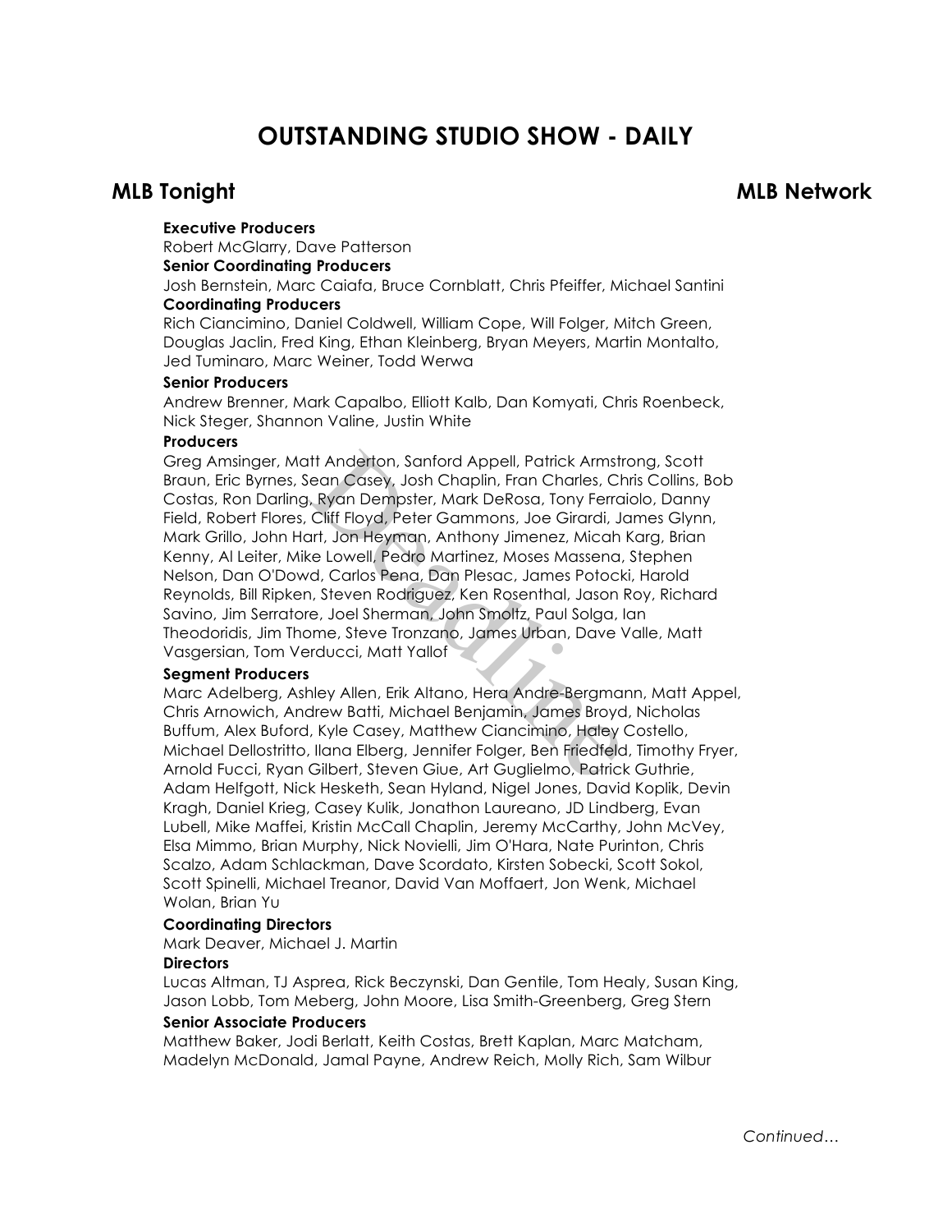# OUTSTANDING STUDIO SHOW - DAILY

## MLB Tonight — MLB Network

**Executive Producers**
Robert McGlarry, Dave Patterson

**Senior Coordinating Producers**
Josh Bernstein, Marc Caiafa, Bruce Cornblatt, Chris Pfeiffer, Michael Santini

**Coordinating Producers**
Rich Ciancimino, Daniel Coldwell, William Cope, Will Folger, Mitch Green, Douglas Jaclin, Fred King, Ethan Kleinberg, Bryan Meyers, Martin Montalto, Jed Tuminaro, Marc Weiner, Todd Werwa

**Senior Producers**
Andrew Brenner, Mark Capalbo, Elliott Kalb, Dan Komyati, Chris Roenbeck, Nick Steger, Shannon Valine, Justin White

**Producers**
Greg Amsinger, Matt Anderton, Sanford Appell, Patrick Armstrong, Scott Braun, Eric Byrnes, Sean Casey, Josh Chaplin, Fran Charles, Chris Collins, Bob Costas, Ron Darling, Ryan Dempster, Mark DeRosa, Tony Ferraiolo, Danny Field, Robert Flores, Cliff Floyd, Peter Gammons, Joe Girardi, James Glynn, Mark Grillo, John Hart, Jon Heyman, Anthony Jimenez, Micah Karg, Brian Kenny, Al Leiter, Mike Lowell, Pedro Martinez, Moses Massena, Stephen Nelson, Dan O'Dowd, Carlos Pena, Dan Plesac, James Potocki, Harold Reynolds, Bill Ripken, Steven Rodriguez, Ken Rosenthal, Jason Roy, Richard Savino, Jim Serratore, Joel Sherman, John Smoltz, Paul Solga, Ian Theodoridis, Jim Thome, Steve Tronzano, James Urban, Dave Valle, Matt Vasgersian, Tom Verducci, Matt Yallof

**Segment Producers**
Marc Adelberg, Ashley Allen, Erik Altano, Hera Andre-Bergmann, Matt Appel, Chris Arnowich, Andrew Batti, Michael Benjamin, James Broyd, Nicholas Buffum, Alex Buford, Kyle Casey, Matthew Ciancimino, Haley Costello, Michael Dellostritto, Ilana Elberg, Jennifer Folger, Ben Friedfeld, Timothy Fryer, Arnold Fucci, Ryan Gilbert, Steven Giue, Art Guglielmo, Patrick Guthrie, Adam Helfgott, Nick Hesketh, Sean Hyland, Nigel Jones, David Koplik, Devin Kragh, Daniel Krieg, Casey Kulik, Jonathon Laureano, JD Lindberg, Evan Lubell, Mike Maffei, Kristin McCall Chaplin, Jeremy McCarthy, John McVey, Elsa Mimmo, Brian Murphy, Nick Novielli, Jim O'Hara, Nate Purinton, Chris Scalzo, Adam Schlackman, Dave Scordato, Kirsten Sobecki, Scott Sokol, Scott Spinelli, Michael Treanor, David Van Moffaert, Jon Wenk, Michael Wolan, Brian Yu

**Coordinating Directors**
Mark Deaver, Michael J. Martin

**Directors**
Lucas Altman, TJ Asprea, Rick Beczynski, Dan Gentile, Tom Healy, Susan King, Jason Lobb, Tom Meberg, John Moore, Lisa Smith-Greenberg, Greg Stern

**Senior Associate Producers**
Matthew Baker, Jodi Berlatt, Keith Costas, Brett Kaplan, Marc Matcham, Madelyn McDonald, Jamal Payne, Andrew Reich, Molly Rich, Sam Wilbur

*Continued…*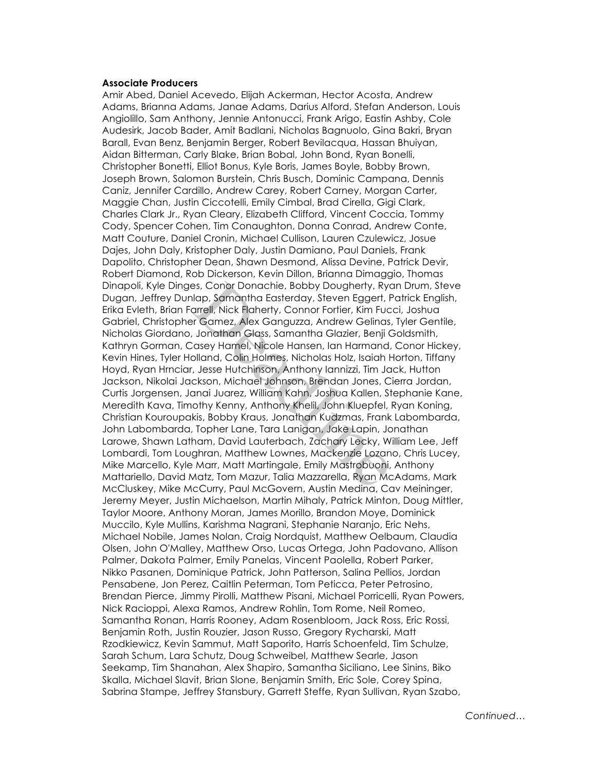**Associate Producers**

Amir Abed, Daniel Acevedo, Elijah Ackerman, Hector Acosta, Andrew Adams, Brianna Adams, Janae Adams, Darius Alford, Stefan Anderson, Louis Angiolillo, Sam Anthony, Jennie Antonucci, Frank Arigo, Eastin Ashby, Cole Audesirk, Jacob Bader, Amit Badlani, Nicholas Bagnuolo, Gina Bakri, Bryan Barall, Evan Benz, Benjamin Berger, Robert Bevilacqua, Hassan Bhuiyan, Aidan Bitterman, Carly Blake, Brian Bobal, John Bond, Ryan Bonelli, Christopher Bonetti, Elliot Bonus, Kyle Boris, James Boyle, Bobby Brown, Joseph Brown, Salomon Burstein, Chris Busch, Dominic Campana, Dennis Caniz, Jennifer Cardillo, Andrew Carey, Robert Carney, Morgan Carter, Maggie Chan, Justin Ciccotelli, Emily Cimbal, Brad Cirella, Gigi Clark, Charles Clark Jr., Ryan Cleary, Elizabeth Clifford, Vincent Coccia, Tommy Cody, Spencer Cohen, Tim Conaughton, Donna Conrad, Andrew Conte, Matt Couture, Daniel Cronin, Michael Cullison, Lauren Czulewicz, Josue Dajes, John Daly, Kristopher Daly, Justin Damiano, Paul Daniels, Frank Dapolito, Christopher Dean, Shawn Desmond, Alissa Devine, Patrick Devir, Robert Diamond, Rob Dickerson, Kevin Dillon, Brianna Dimaggio, Thomas Dinapoli, Kyle Dinges, Conor Donachie, Bobby Dougherty, Ryan Drum, Steve Dugan, Jeffrey Dunlap, Samantha Easterday, Steven Eggert, Patrick English, Erika Evleth, Brian Farrell, Nick Flaherty, Connor Fortier, Kim Fucci, Joshua Gabriel, Christopher Gamez, Alex Ganguzza, Andrew Gelinas, Tyler Gentile, Nicholas Giordano, Jonathan Glass, Samantha Glazier, Benji Goldsmith, Kathryn Gorman, Casey Hamel, Nicole Hansen, Ian Harmand, Conor Hickey, Kevin Hines, Tyler Holland, Colin Holmes, Nicholas Holz, Isaiah Horton, Tiffany Hoyd, Ryan Hrnciar, Jesse Hutchinson, Anthony Iannizzi, Tim Jack, Hutton Jackson, Nikolai Jackson, Michael Johnson, Brendan Jones, Cierra Jordan, Curtis Jorgensen, Janai Juarez, William Kahn, Joshua Kallen, Stephanie Kane, Meredith Kava, Timothy Kenny, Anthony Khelil, John Kluepfel, Ryan Koning, Christian Kouroupakis, Bobby Kraus, Jonathan Kudzmas, Frank Labombarda, John Labombarda, Topher Lane, Tara Lanigan, Jake Lapin, Jonathan Larowe, Shawn Latham, David Lauterbach, Zachary Lecky, William Lee, Jeff Lombardi, Tom Loughran, Matthew Lownes, Mackenzie Lozano, Chris Lucey, Mike Marcello, Kyle Marr, Matt Martingale, Emily Mastrobuoni, Anthony Mattariello, David Matz, Tom Mazur, Talia Mazzarella, Ryan McAdams, Mark McCluskey, Mike McCurry, Paul McGovern, Austin Medina, Cav Meininger, Jeremy Meyer, Justin Michaelson, Martin Mihaly, Patrick Minton, Doug Mittler, Taylor Moore, Anthony Moran, James Morillo, Brandon Moye, Dominick Muccilo, Kyle Mullins, Karishma Nagrani, Stephanie Naranjo, Eric Nehs, Michael Nobile, James Nolan, Craig Nordquist, Matthew Oelbaum, Claudia Olsen, John O'Malley, Matthew Orso, Lucas Ortega, John Padovano, Allison Palmer, Dakota Palmer, Emily Panelas, Vincent Paolella, Robert Parker, Nikko Pasanen, Dominique Patrick, John Patterson, Salina Pellios, Jordan Pensabene, Jon Perez, Caitlin Peterman, Tom Peticca, Peter Petrosino, Brendan Pierce, Jimmy Pirolli, Matthew Pisani, Michael Porricelli, Ryan Powers, Nick Racioppi, Alexa Ramos, Andrew Rohlin, Tom Rome, Neil Romeo, Samantha Ronan, Harris Rooney, Adam Rosenbloom, Jack Ross, Eric Rossi, Benjamin Roth, Justin Rouzier, Jason Russo, Gregory Rycharski, Matt Rzodkiewicz, Kevin Sammut, Matt Saporito, Harris Schoenfeld, Tim Schulze, Sarah Schum, Lara Schutz, Doug Schweibel, Matthew Searle, Jason Seekamp, Tim Shanahan, Alex Shapiro, Samantha Siciliano, Lee Sinins, Biko Skalla, Michael Slavit, Brian Slone, Benjamin Smith, Eric Sole, Corey Spina, Sabrina Stampe, Jeffrey Stansbury, Garrett Steffe, Ryan Sullivan, Ryan Szabo,

*Continued…*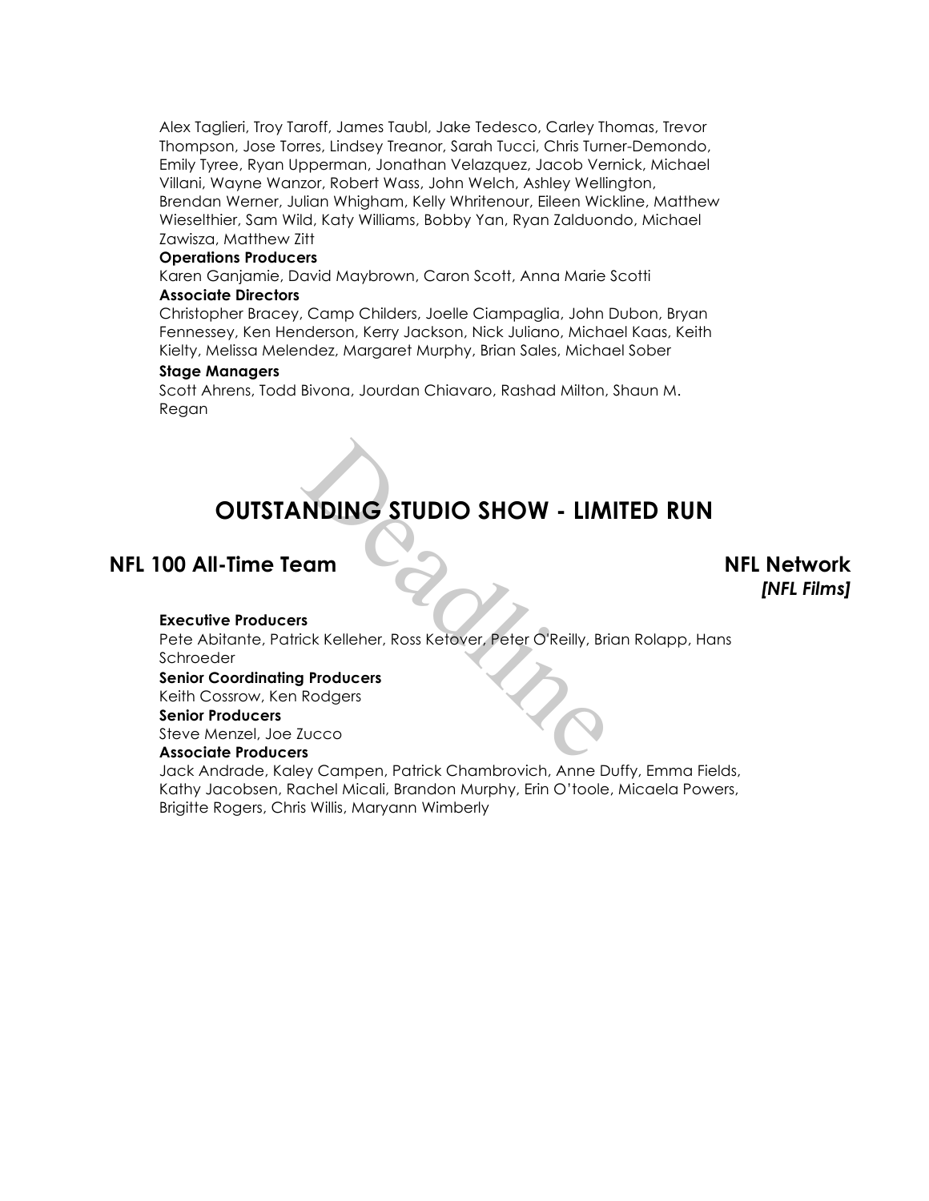Alex Taglieri, Troy Taroff, James Taubl, Jake Tedesco, Carley Thomas, Trevor Thompson, Jose Torres, Lindsey Treanor, Sarah Tucci, Chris Turner-Demondo, Emily Tyree, Ryan Upperman, Jonathan Velazquez, Jacob Vernick, Michael Villani, Wayne Wanzor, Robert Wass, John Welch, Ashley Wellington, Brendan Werner, Julian Whigham, Kelly Whritenour, Eileen Wickline, Matthew Wieselthier, Sam Wild, Katy Williams, Bobby Yan, Ryan Zalduondo, Michael Zawisza, Matthew Zitt

**Operations Producers**

Karen Ganjamie, David Maybrown, Caron Scott, Anna Marie Scotti

**Associate Directors**

Christopher Bracey, Camp Childers, Joelle Ciampaglia, John Dubon, Bryan Fennessey, Ken Henderson, Kerry Jackson, Nick Juliano, Michael Kaas, Keith Kielty, Melissa Melendez, Margaret Murphy, Brian Sales, Michael Sober

**Stage Managers**

Scott Ahrens, Todd Bivona, Jourdan Chiavaro, Rashad Milton, Shaun M. Regan

# OUTSTANDING STUDIO SHOW - LIMITED RUN

## NFL 100 All-Time Team — NFL Network *[NFL Films]*

**Executive Producers**

Pete Abitante, Patrick Kelleher, Ross Ketover, Peter O'Reilly, Brian Rolapp, Hans Schroeder

**Senior Coordinating Producers**

Keith Cossrow, Ken Rodgers

**Senior Producers**

Steve Menzel, Joe Zucco

**Associate Producers**

Jack Andrade, Kaley Campen, Patrick Chambrovich, Anne Duffy, Emma Fields, Kathy Jacobsen, Rachel Micali, Brandon Murphy, Erin O'toole, Micaela Powers, Brigitte Rogers, Chris Willis, Maryann Wimberly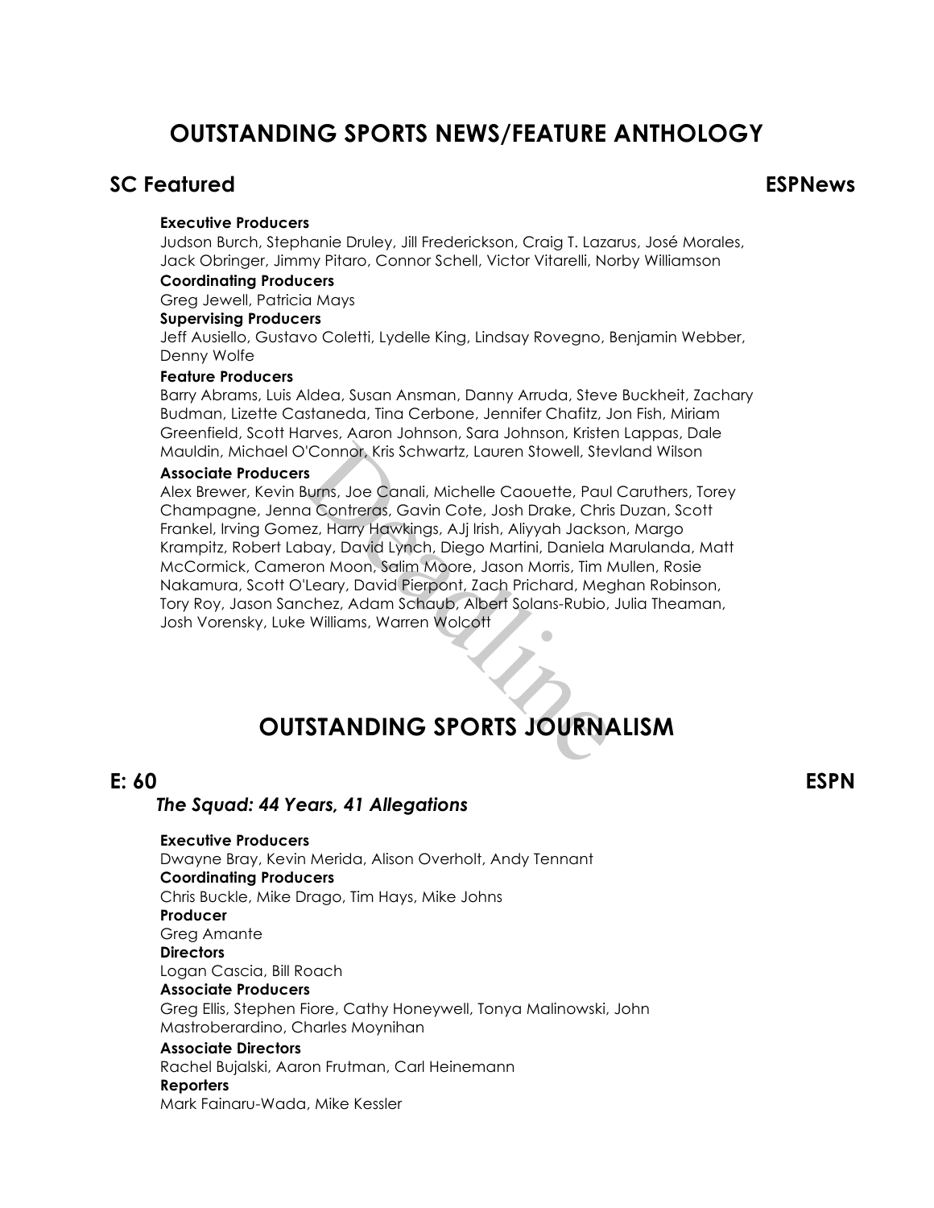# OUTSTANDING SPORTS NEWS/FEATURE ANTHOLOGY

## SC Featured — ESPNews

**Executive Producers**
Judson Burch, Stephanie Druley, Jill Frederickson, Craig T. Lazarus, José Morales, Jack Obringer, Jimmy Pitaro, Connor Schell, Victor Vitarelli, Norby Williamson

**Coordinating Producers**
Greg Jewell, Patricia Mays

**Supervising Producers**
Jeff Ausiello, Gustavo Coletti, Lydelle King, Lindsay Rovegno, Benjamin Webber, Denny Wolfe

**Feature Producers**
Barry Abrams, Luis Aldea, Susan Ansman, Danny Arruda, Steve Buckheit, Zachary Budman, Lizette Castaneda, Tina Cerbone, Jennifer Chafitz, Jon Fish, Miriam Greenfield, Scott Harves, Aaron Johnson, Sara Johnson, Kristen Lappas, Dale Mauldin, Michael O'Connor, Kris Schwartz, Lauren Stowell, Stevland Wilson

**Associate Producers**
Alex Brewer, Kevin Burns, Joe Canali, Michelle Caouette, Paul Caruthers, Torey Champagne, Jenna Contreras, Gavin Cote, Josh Drake, Chris Duzan, Scott Frankel, Irving Gomez, Harry Hawkings, AJj Irish, Aliyyah Jackson, Margo Krampitz, Robert Labay, David Lynch, Diego Martini, Daniela Marulanda, Matt McCormick, Cameron Moon, Salim Moore, Jason Morris, Tim Mullen, Rosie Nakamura, Scott O'Leary, David Pierpont, Zach Prichard, Meghan Robinson, Tory Roy, Jason Sanchez, Adam Schaub, Albert Solans-Rubio, Julia Theaman, Josh Vorensky, Luke Williams, Warren Wolcott

# OUTSTANDING SPORTS JOURNALISM

## E: 60 — ESPN

### *The Squad: 44 Years, 41 Allegations*

**Executive Producers**
Dwayne Bray, Kevin Merida, Alison Overholt, Andy Tennant

**Coordinating Producers**
Chris Buckle, Mike Drago, Tim Hays, Mike Johns

**Producer**
Greg Amante

**Directors**
Logan Cascia, Bill Roach

**Associate Producers**
Greg Ellis, Stephen Fiore, Cathy Honeywell, Tonya Malinowski, John Mastroberardino, Charles Moynihan

**Associate Directors**
Rachel Bujalski, Aaron Frutman, Carl Heinemann

**Reporters**
Mark Fainaru-Wada, Mike Kessler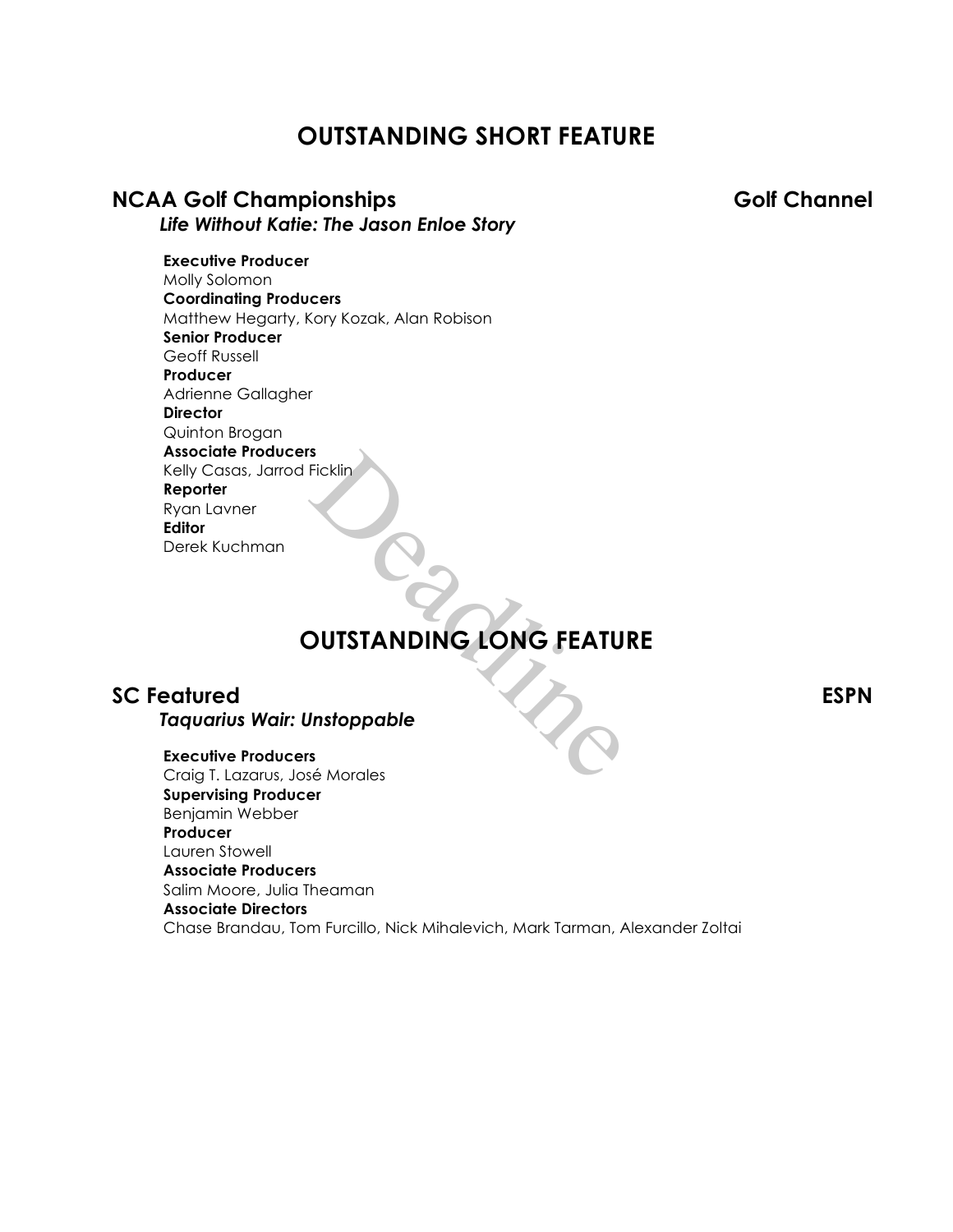# OUTSTANDING SHORT FEATURE

## NCAA Golf Championships — Golf Channel

***Life Without Katie: The Jason Enloe Story***

**Executive Producer**
Molly Solomon
**Coordinating Producers**
Matthew Hegarty, Kory Kozak, Alan Robison
**Senior Producer**
Geoff Russell
**Producer**
Adrienne Gallagher
**Director**
Quinton Brogan
**Associate Producers**
Kelly Casas, Jarrod Ficklin
**Reporter**
Ryan Lavner
**Editor**
Derek Kuchman

# OUTSTANDING LONG FEATURE

## SC Featured — ESPN

***Taquarius Wair: Unstoppable***

**Executive Producers**
Craig T. Lazarus, José Morales
**Supervising Producer**
Benjamin Webber
**Producer**
Lauren Stowell
**Associate Producers**
Salim Moore, Julia Theaman
**Associate Directors**
Chase Brandau, Tom Furcillo, Nick Mihalevich, Mark Tarman, Alexander Zoltai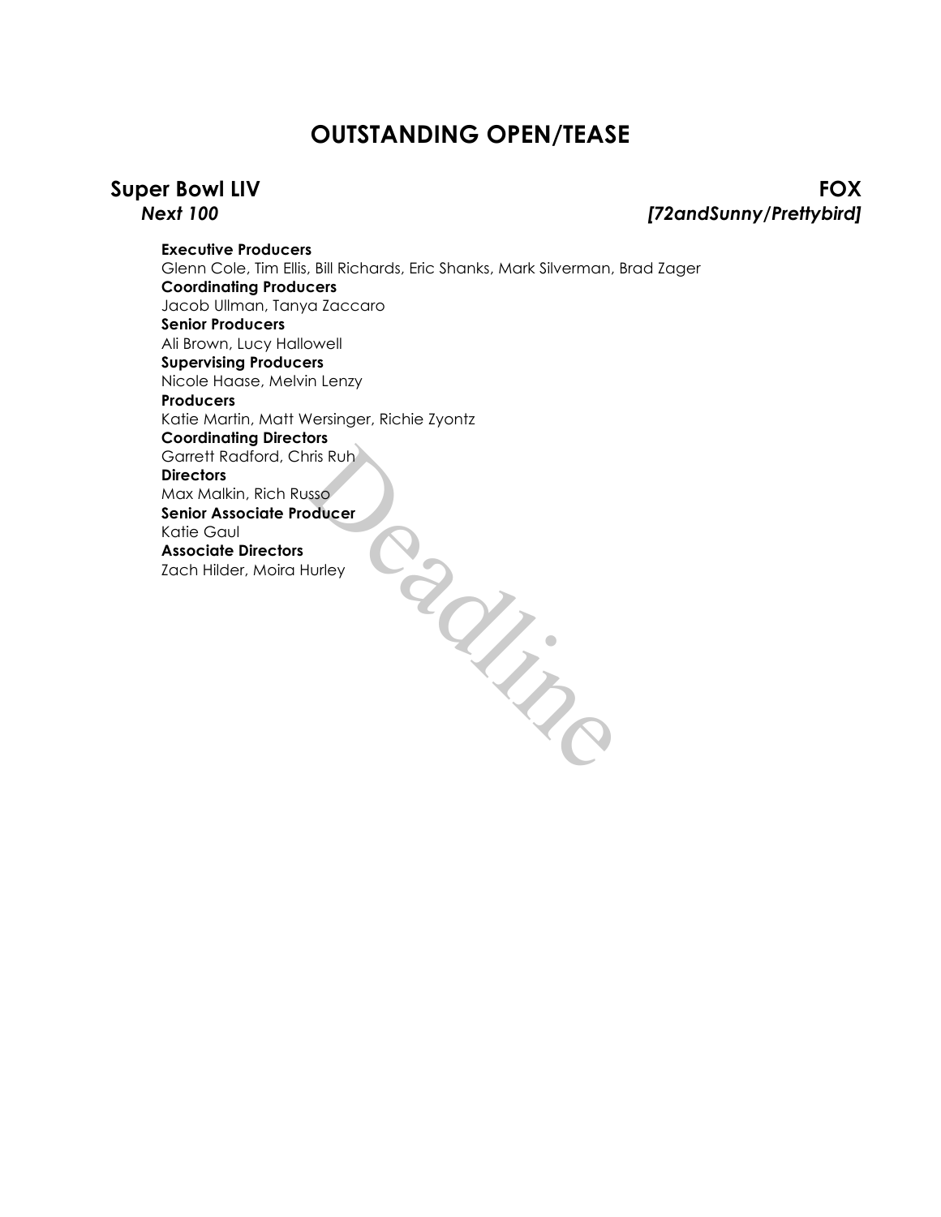# OUTSTANDING OPEN/TEASE

## Super Bowl LIV — FOX

***Next 100*** — ***[72andSunny/Prettybird]***

**Executive Producers**
Glenn Cole, Tim Ellis, Bill Richards, Eric Shanks, Mark Silverman, Brad Zager
**Coordinating Producers**
Jacob Ullman, Tanya Zaccaro
**Senior Producers**
Ali Brown, Lucy Hallowell
**Supervising Producers**
Nicole Haase, Melvin Lenzy
**Producers**
Katie Martin, Matt Wersinger, Richie Zyontz
**Coordinating Directors**
Garrett Radford, Chris Ruh
**Directors**
Max Malkin, Rich Russo
**Senior Associate Producer**
Katie Gaul
**Associate Directors**
Zach Hilder, Moira Hurley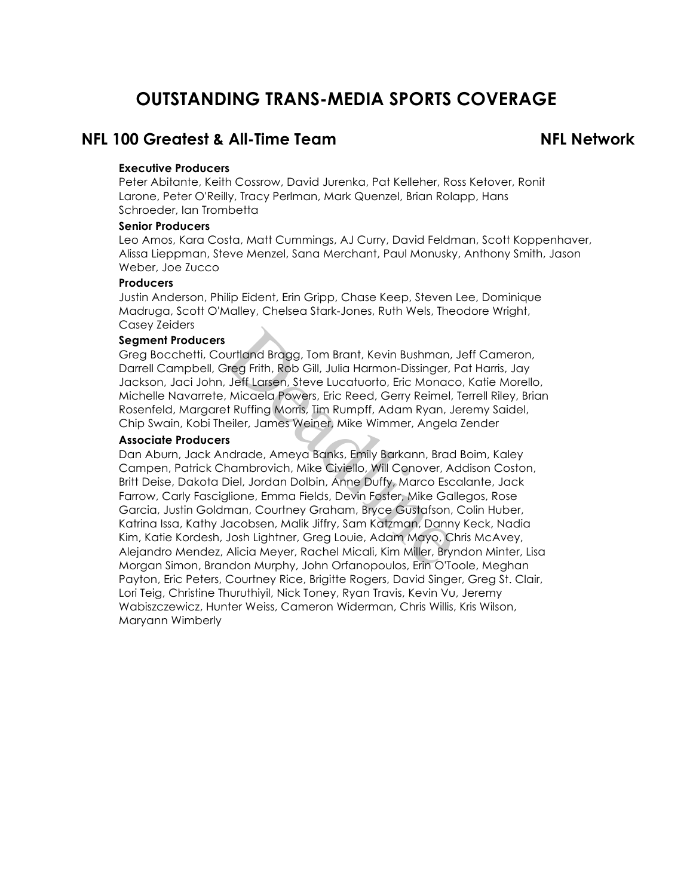# OUTSTANDING TRANS-MEDIA SPORTS COVERAGE

## NFL 100 Greatest & All-Time Team — NFL Network

**Executive Producers**
Peter Abitante, Keith Cossrow, David Jurenka, Pat Kelleher, Ross Ketover, Ronit Larone, Peter O'Reilly, Tracy Perlman, Mark Quenzel, Brian Rolapp, Hans Schroeder, Ian Trombetta

**Senior Producers**
Leo Amos, Kara Costa, Matt Cummings, AJ Curry, David Feldman, Scott Koppenhaver, Alissa Lieppman, Steve Menzel, Sana Merchant, Paul Monusky, Anthony Smith, Jason Weber, Joe Zucco

**Producers**
Justin Anderson, Philip Eident, Erin Gripp, Chase Keep, Steven Lee, Dominique Madruga, Scott O'Malley, Chelsea Stark-Jones, Ruth Wels, Theodore Wright, Casey Zeiders

**Segment Producers**
Greg Bocchetti, Courtland Bragg, Tom Brant, Kevin Bushman, Jeff Cameron, Darrell Campbell, Greg Frith, Rob Gill, Julia Harmon-Dissinger, Pat Harris, Jay Jackson, Jaci John, Jeff Larsen, Steve Lucatuorto, Eric Monaco, Katie Morello, Michelle Navarrete, Micaela Powers, Eric Reed, Gerry Reimel, Terrell Riley, Brian Rosenfeld, Margaret Ruffing Morris, Tim Rumpff, Adam Ryan, Jeremy Saidel, Chip Swain, Kobi Theiler, James Weiner, Mike Wimmer, Angela Zender

**Associate Producers**
Dan Aburn, Jack Andrade, Ameya Banks, Emily Barkann, Brad Boim, Kaley Campen, Patrick Chambrovich, Mike Civiello, Will Conover, Addison Coston, Britt Deise, Dakota Diel, Jordan Dolbin, Anne Duffy, Marco Escalante, Jack Farrow, Carly Fasciglione, Emma Fields, Devin Foster, Mike Gallegos, Rose Garcia, Justin Goldman, Courtney Graham, Bryce Gustafson, Colin Huber, Katrina Issa, Kathy Jacobsen, Malik Jiffry, Sam Katzman, Danny Keck, Nadia Kim, Katie Kordesh, Josh Lightner, Greg Louie, Adam Mayo, Chris McAvey, Alejandro Mendez, Alicia Meyer, Rachel Micali, Kim Miller, Bryndon Minter, Lisa Morgan Simon, Brandon Murphy, John Orfanopoulos, Erin O'Toole, Meghan Payton, Eric Peters, Courtney Rice, Brigitte Rogers, David Singer, Greg St. Clair, Lori Teig, Christine Thuruthiyil, Nick Toney, Ryan Travis, Kevin Vu, Jeremy Wabiszczewicz, Hunter Weiss, Cameron Widerman, Chris Willis, Kris Wilson, Maryann Wimberly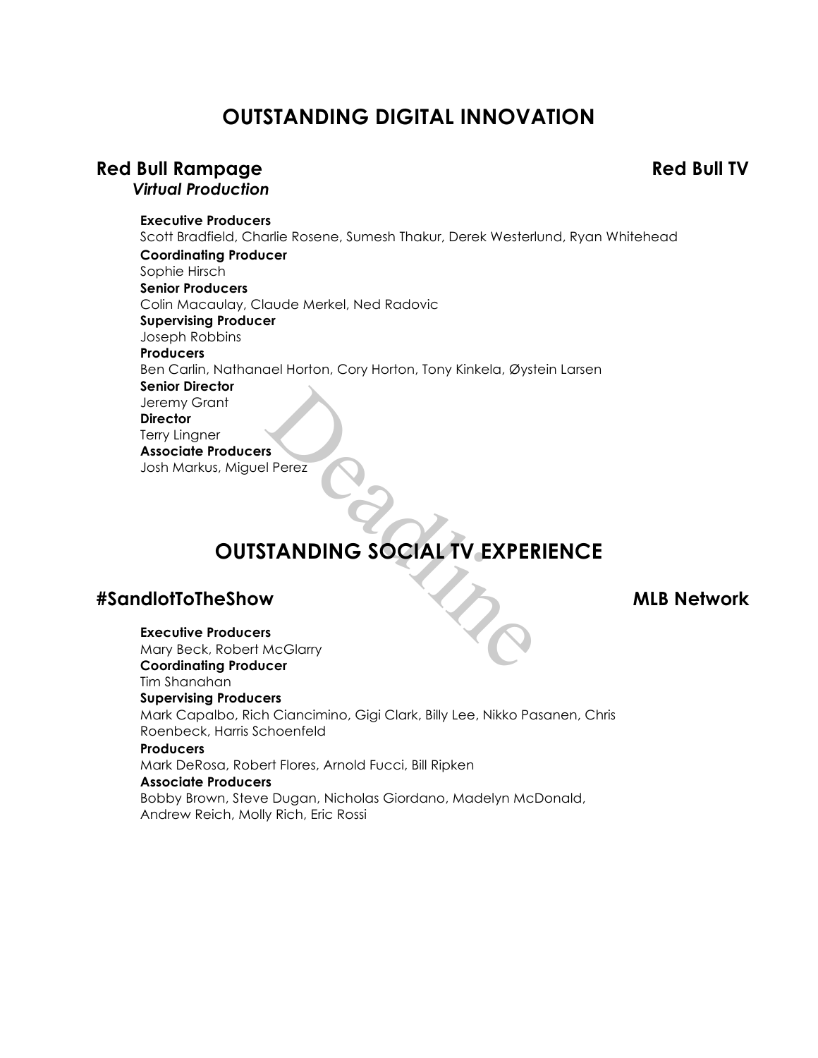# OUTSTANDING DIGITAL INNOVATION

## Red Bull Rampage — Red Bull TV

*Virtual Production*

**Executive Producers**
Scott Bradfield, Charlie Rosene, Sumesh Thakur, Derek Westerlund, Ryan Whitehead

**Coordinating Producer**
Sophie Hirsch

**Senior Producers**
Colin Macaulay, Claude Merkel, Ned Radovic

**Supervising Producer**
Joseph Robbins

**Producers**
Ben Carlin, Nathanael Horton, Cory Horton, Tony Kinkela, Øystein Larsen

**Senior Director**
Jeremy Grant

**Director**
Terry Lingner

**Associate Producers**
Josh Markus, Miguel Perez

# OUTSTANDING SOCIAL TV EXPERIENCE

## #SandlotToTheShow — MLB Network

**Executive Producers**
Mary Beck, Robert McGlarry

**Coordinating Producer**
Tim Shanahan

**Supervising Producers**
Mark Capalbo, Rich Ciancimino, Gigi Clark, Billy Lee, Nikko Pasanen, Chris Roenbeck, Harris Schoenfeld

**Producers**
Mark DeRosa, Robert Flores, Arnold Fucci, Bill Ripken

**Associate Producers**
Bobby Brown, Steve Dugan, Nicholas Giordano, Madelyn McDonald, Andrew Reich, Molly Rich, Eric Rossi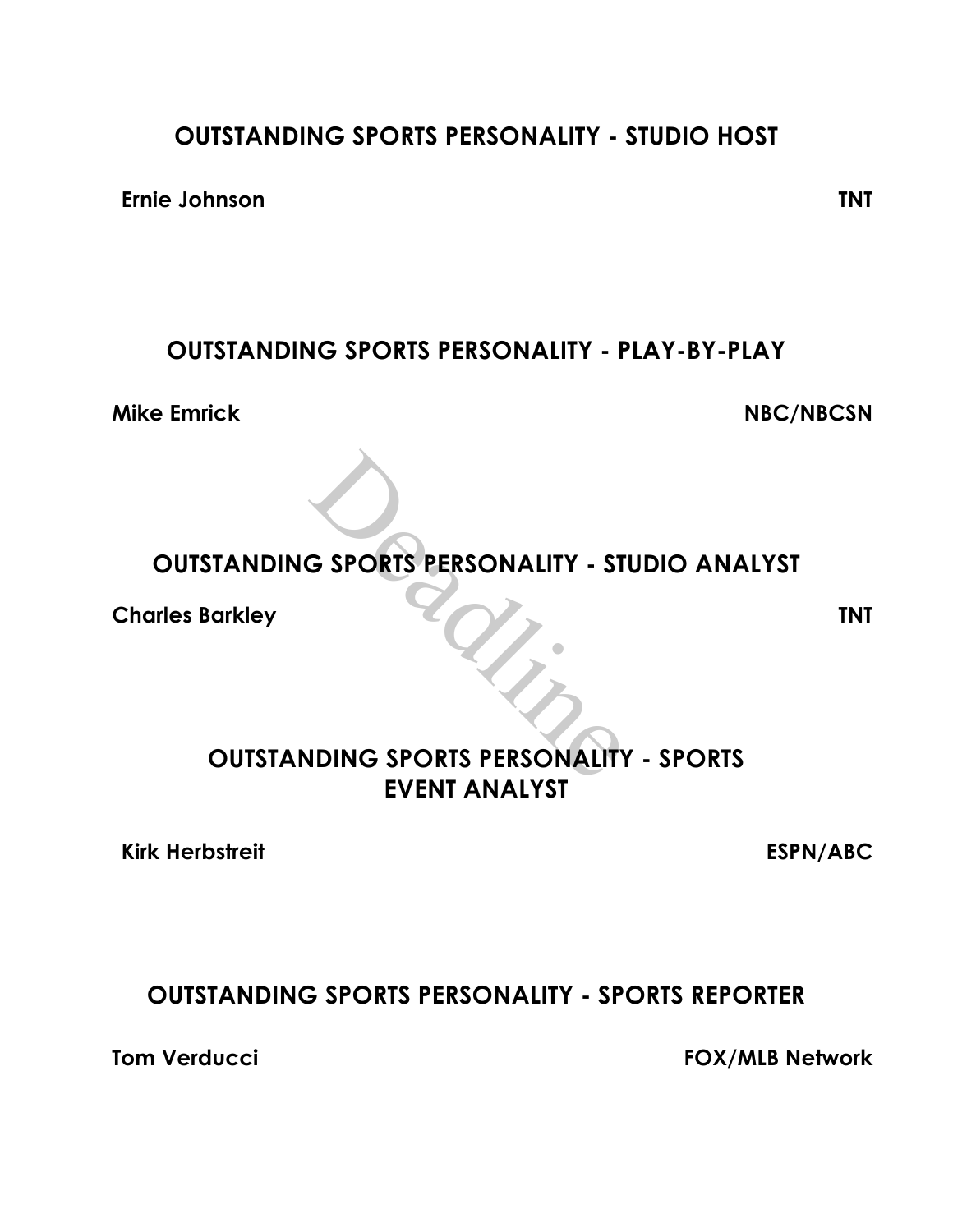## OUTSTANDING SPORTS PERSONALITY - STUDIO HOST

**Ernie Johnson** **TNT**

## OUTSTANDING SPORTS PERSONALITY - PLAY-BY-PLAY

**Mike Emrick** **NBC/NBCSN**

## OUTSTANDING SPORTS PERSONALITY - STUDIO ANALYST

**Charles Barkley** **TNT**

## OUTSTANDING SPORTS PERSONALITY - SPORTS EVENT ANALYST

**Kirk Herbstreit** **ESPN/ABC**

## OUTSTANDING SPORTS PERSONALITY - SPORTS REPORTER

**Tom Verducci** **FOX/MLB Network**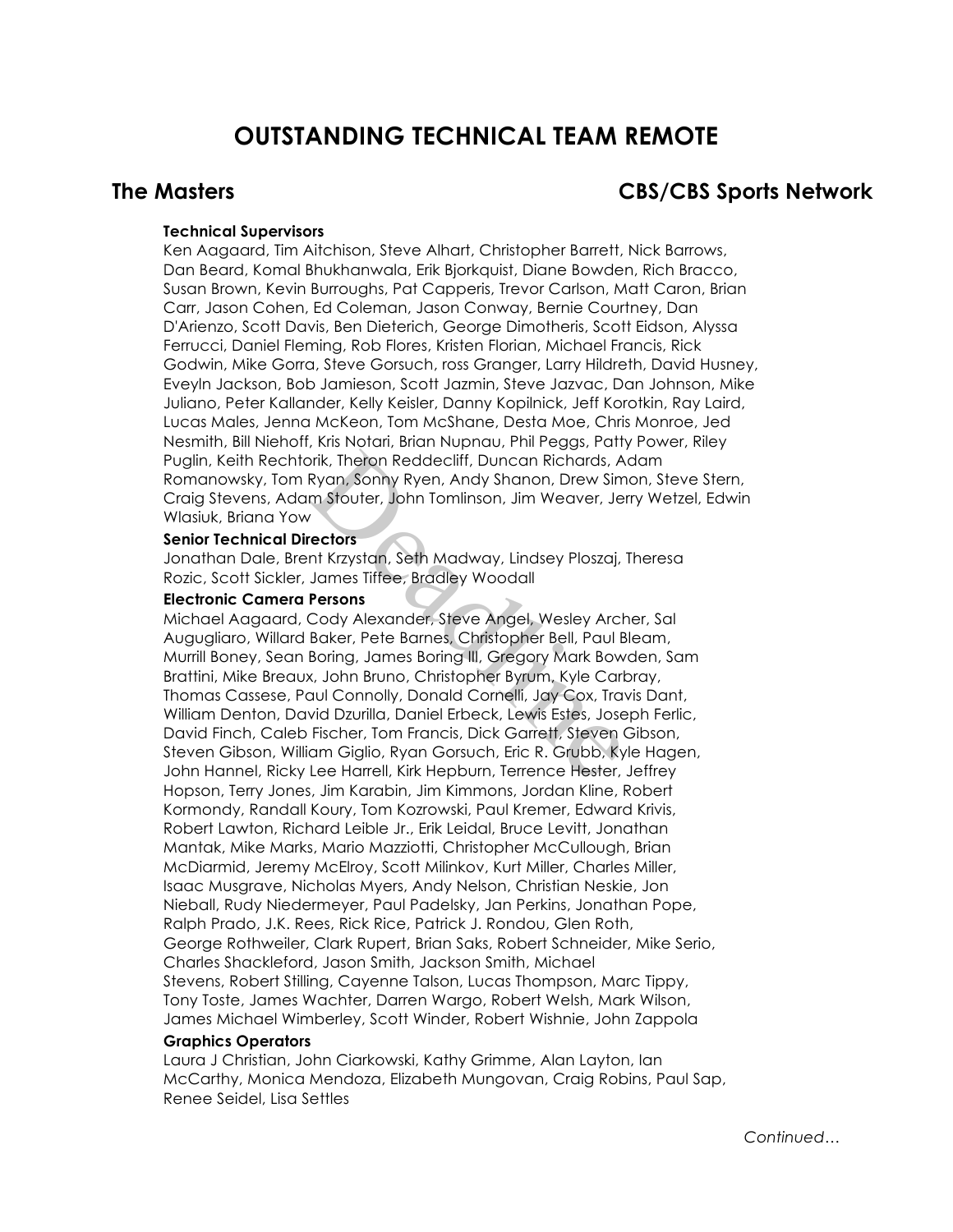# OUTSTANDING TECHNICAL TEAM REMOTE

## The Masters

## CBS/CBS Sports Network

**Technical Supervisors**
Ken Aagaard, Tim Aitchison, Steve Alhart, Christopher Barrett, Nick Barrows, Dan Beard, Komal Bhukhanwala, Erik Bjorkquist, Diane Bowden, Rich Bracco, Susan Brown, Kevin Burroughs, Pat Capperis, Trevor Carlson, Matt Caron, Brian Carr, Jason Cohen, Ed Coleman, Jason Conway, Bernie Courtney, Dan D'Arienzo, Scott Davis, Ben Dieterich, George Dimotheris, Scott Eidson, Alyssa Ferrucci, Daniel Fleming, Rob Flores, Kristen Florian, Michael Francis, Rick Godwin, Mike Gorra, Steve Gorsuch, ross Granger, Larry Hildreth, David Husney, Eveyln Jackson, Bob Jamieson, Scott Jazmin, Steve Jazvac, Dan Johnson, Mike Juliano, Peter Kallander, Kelly Keisler, Danny Kopilnick, Jeff Korotkin, Ray Laird, Lucas Males, Jenna McKeon, Tom McShane, Desta Moe, Chris Monroe, Jed Nesmith, Bill Niehoff, Kris Notari, Brian Nupnau, Phil Peggs, Patty Power, Riley Puglin, Keith Rechtorik, Theron Reddecliff, Duncan Richards, Adam Romanowsky, Tom Ryan, Sonny Ryen, Andy Shanon, Drew Simon, Steve Stern, Craig Stevens, Adam Stouter, John Tomlinson, Jim Weaver, Jerry Wetzel, Edwin Wlasiuk, Briana Yow

**Senior Technical Directors**
Jonathan Dale, Brent Krzystan, Seth Madway, Lindsey Ploszaj, Theresa Rozic, Scott Sickler, James Tiffee, Bradley Woodall

**Electronic Camera Persons**
Michael Aagaard, Cody Alexander, Steve Angel, Wesley Archer, Sal Augugliaro, Willard Baker, Pete Barnes, Christopher Bell, Paul Bleam, Murrill Boney, Sean Boring, James Boring III, Gregory Mark Bowden, Sam Brattini, Mike Breaux, John Bruno, Christopher Byrum, Kyle Carbray, Thomas Cassese, Paul Connolly, Donald Cornelli, Jay Cox, Travis Dant, William Denton, David Dzurilla, Daniel Erbeck, Lewis Estes, Joseph Ferlic, David Finch, Caleb Fischer, Tom Francis, Dick Garrett, Steven Gibson, Steven Gibson, William Giglio, Ryan Gorsuch, Eric R. Grubb, Kyle Hagen, John Hannel, Ricky Lee Harrell, Kirk Hepburn, Terrence Hester, Jeffrey Hopson, Terry Jones, Jim Karabin, Jim Kimmons, Jordan Kline, Robert Kormondy, Randall Koury, Tom Kozrowski, Paul Kremer, Edward Krivis, Robert Lawton, Richard Leible Jr., Erik Leidal, Bruce Levitt, Jonathan Mantak, Mike Marks, Mario Mazziotti, Christopher McCullough, Brian McDiarmid, Jeremy McElroy, Scott Milinkov, Kurt Miller, Charles Miller, Isaac Musgrave, Nicholas Myers, Andy Nelson, Christian Neskie, Jon Nieball, Rudy Niedermeyer, Paul Padelsky, Jan Perkins, Jonathan Pope, Ralph Prado, J.K. Rees, Rick Rice, Patrick J. Rondou, Glen Roth, George Rothweiler, Clark Rupert, Brian Saks, Robert Schneider, Mike Serio, Charles Shackleford, Jason Smith, Jackson Smith, Michael Stevens, Robert Stilling, Cayenne Talson, Lucas Thompson, Marc Tippy, Tony Toste, James Wachter, Darren Wargo, Robert Welsh, Mark Wilson, James Michael Wimberley, Scott Winder, Robert Wishnie, John Zappola

**Graphics Operators**
Laura J Christian, John Ciarkowski, Kathy Grimme, Alan Layton, Ian McCarthy, Monica Mendoza, Elizabeth Mungovan, Craig Robins, Paul Sap, Renee Seidel, Lisa Settles

*Continued…*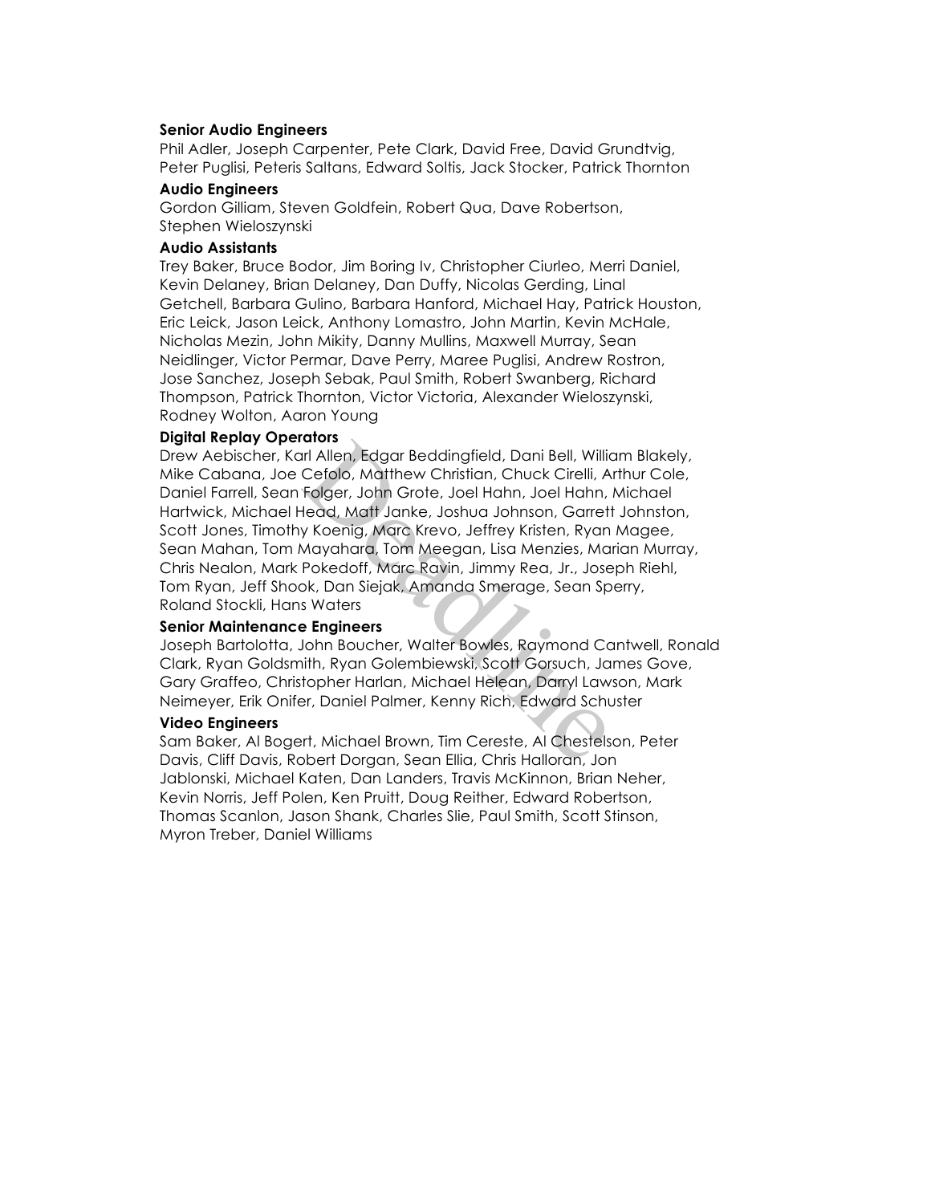**Senior Audio Engineers**

Phil Adler, Joseph Carpenter, Pete Clark, David Free, David Grundtvig, Peter Puglisi, Peteris Saltans, Edward Soltis, Jack Stocker, Patrick Thornton

**Audio Engineers**

Gordon Gilliam, Steven Goldfein, Robert Qua, Dave Robertson, Stephen Wieloszynski

**Audio Assistants**

Trey Baker, Bruce Bodor, Jim Boring Iv, Christopher Ciurleo, Merri Daniel, Kevin Delaney, Brian Delaney, Dan Duffy, Nicolas Gerding, Linal Getchell, Barbara Gulino, Barbara Hanford, Michael Hay, Patrick Houston, Eric Leick, Jason Leick, Anthony Lomastro, John Martin, Kevin McHale, Nicholas Mezin, John Mikity, Danny Mullins, Maxwell Murray, Sean Neidlinger, Victor Permar, Dave Perry, Maree Puglisi, Andrew Rostron, Jose Sanchez, Joseph Sebak, Paul Smith, Robert Swanberg, Richard Thompson, Patrick Thornton, Victor Victoria, Alexander Wieloszynski, Rodney Wolton, Aaron Young

**Digital Replay Operators**

Drew Aebischer, Karl Allen, Edgar Beddingfield, Dani Bell, William Blakely, Mike Cabana, Joe Cefolo, Matthew Christian, Chuck Cirelli, Arthur Cole, Daniel Farrell, Sean Folger, John Grote, Joel Hahn, Joel Hahn, Michael Hartwick, Michael Head, Matt Janke, Joshua Johnson, Garrett Johnston, Scott Jones, Timothy Koenig, Marc Krevo, Jeffrey Kristen, Ryan Magee, Sean Mahan, Tom Mayahara, Tom Meegan, Lisa Menzies, Marian Murray, Chris Nealon, Mark Pokedoff, Marc Ravin, Jimmy Rea, Jr., Joseph Riehl, Tom Ryan, Jeff Shook, Dan Siejak, Amanda Smerage, Sean Sperry, Roland Stockli, Hans Waters

**Senior Maintenance Engineers**

Joseph Bartolotta, John Boucher, Walter Bowles, Raymond Cantwell, Ronald Clark, Ryan Goldsmith, Ryan Golembiewski, Scott Gorsuch, James Gove, Gary Graffeo, Christopher Harlan, Michael Helean, Darryl Lawson, Mark Neimeyer, Erik Onifer, Daniel Palmer, Kenny Rich, Edward Schuster

**Video Engineers**

Sam Baker, Al Bogert, Michael Brown, Tim Cereste, Al Chestelson, Peter Davis, Cliff Davis, Robert Dorgan, Sean Ellia, Chris Halloran, Jon Jablonski, Michael Katen, Dan Landers, Travis McKinnon, Brian Neher, Kevin Norris, Jeff Polen, Ken Pruitt, Doug Reither, Edward Robertson, Thomas Scanlon, Jason Shank, Charles Slie, Paul Smith, Scott Stinson, Myron Treber, Daniel Williams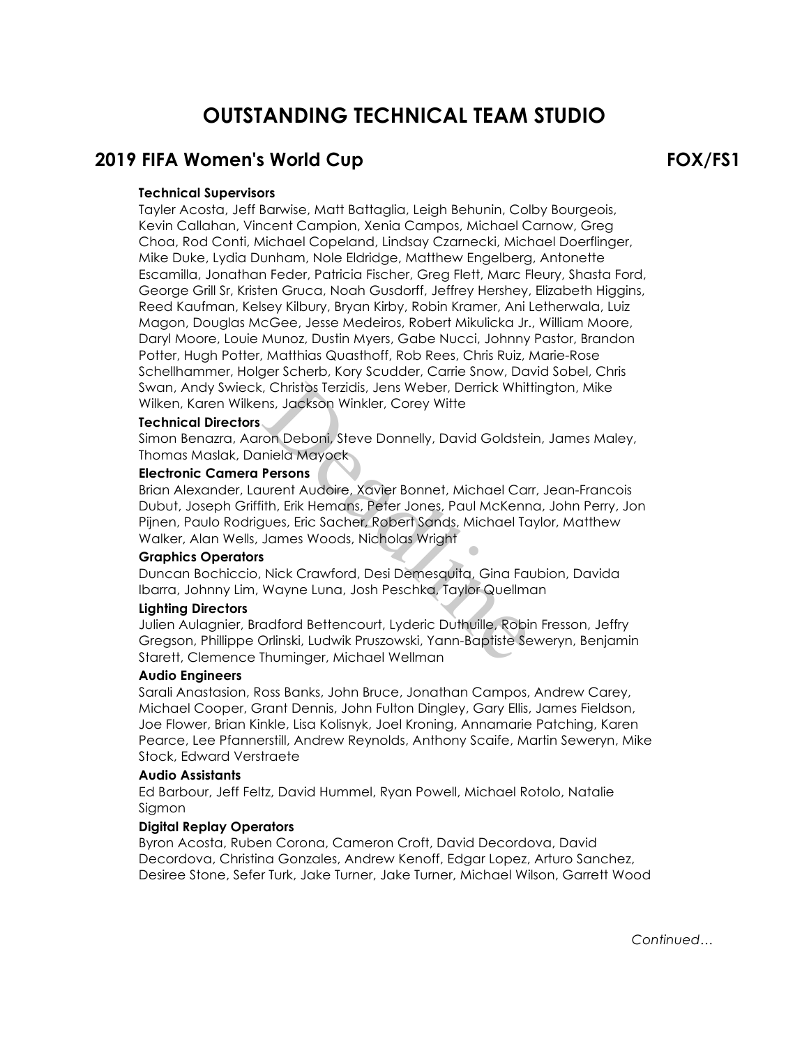# OUTSTANDING TECHNICAL TEAM STUDIO

## 2019 FIFA Women's World Cup FOX/FS1

**Technical Supervisors**

Tayler Acosta, Jeff Barwise, Matt Battaglia, Leigh Behunin, Colby Bourgeois, Kevin Callahan, Vincent Campion, Xenia Campos, Michael Carnow, Greg Choa, Rod Conti, Michael Copeland, Lindsay Czarnecki, Michael Doerflinger, Mike Duke, Lydia Dunham, Nole Eldridge, Matthew Engelberg, Antonette Escamilla, Jonathan Feder, Patricia Fischer, Greg Flett, Marc Fleury, Shasta Ford, George Grill Sr, Kristen Gruca, Noah Gusdorff, Jeffrey Hershey, Elizabeth Higgins, Reed Kaufman, Kelsey Kilbury, Bryan Kirby, Robin Kramer, Ani Letherwala, Luiz Magon, Douglas McGee, Jesse Medeiros, Robert Mikulicka Jr., William Moore, Daryl Moore, Louie Munoz, Dustin Myers, Gabe Nucci, Johnny Pastor, Brandon Potter, Hugh Potter, Matthias Quasthoff, Rob Rees, Chris Ruiz, Marie-Rose Schellhammer, Holger Scherb, Kory Scudder, Carrie Snow, David Sobel, Chris Swan, Andy Swieck, Christos Terzidis, Jens Weber, Derrick Whittington, Mike Wilken, Karen Wilkens, Jackson Winkler, Corey Witte

**Technical Directors**

Simon Benazra, Aaron Deboni, Steve Donnelly, David Goldstein, James Maley, Thomas Maslak, Daniela Mayock

**Electronic Camera Persons**

Brian Alexander, Laurent Audoire, Xavier Bonnet, Michael Carr, Jean-Francois Dubut, Joseph Griffith, Erik Hemans, Peter Jones, Paul McKenna, John Perry, Jon Pijnen, Paulo Rodrigues, Eric Sacher, Robert Sands, Michael Taylor, Matthew Walker, Alan Wells, James Woods, Nicholas Wright

**Graphics Operators**

Duncan Bochiccio, Nick Crawford, Desi Demesquita, Gina Faubion, Davida Ibarra, Johnny Lim, Wayne Luna, Josh Peschka, Taylor Quellman

**Lighting Directors**

Julien Aulagnier, Bradford Bettencourt, Lyderic Duthuille, Robin Fresson, Jeffry Gregson, Phillippe Orlinski, Ludwik Pruszowski, Yann-Baptiste Seweryn, Benjamin Starett, Clemence Thuminger, Michael Wellman

**Audio Engineers**

Sarali Anastasion, Ross Banks, John Bruce, Jonathan Campos, Andrew Carey, Michael Cooper, Grant Dennis, John Fulton Dingley, Gary Ellis, James Fieldson, Joe Flower, Brian Kinkle, Lisa Kolisnyk, Joel Kroning, Annamarie Patching, Karen Pearce, Lee Pfannerstill, Andrew Reynolds, Anthony Scaife, Martin Seweryn, Mike Stock, Edward Verstraete

**Audio Assistants**

Ed Barbour, Jeff Feltz, David Hummel, Ryan Powell, Michael Rotolo, Natalie Sigmon

**Digital Replay Operators**

Byron Acosta, Ruben Corona, Cameron Croft, David Decordova, David Decordova, Christina Gonzales, Andrew Kenoff, Edgar Lopez, Arturo Sanchez, Desiree Stone, Sefer Turk, Jake Turner, Jake Turner, Michael Wilson, Garrett Wood

*Continued…*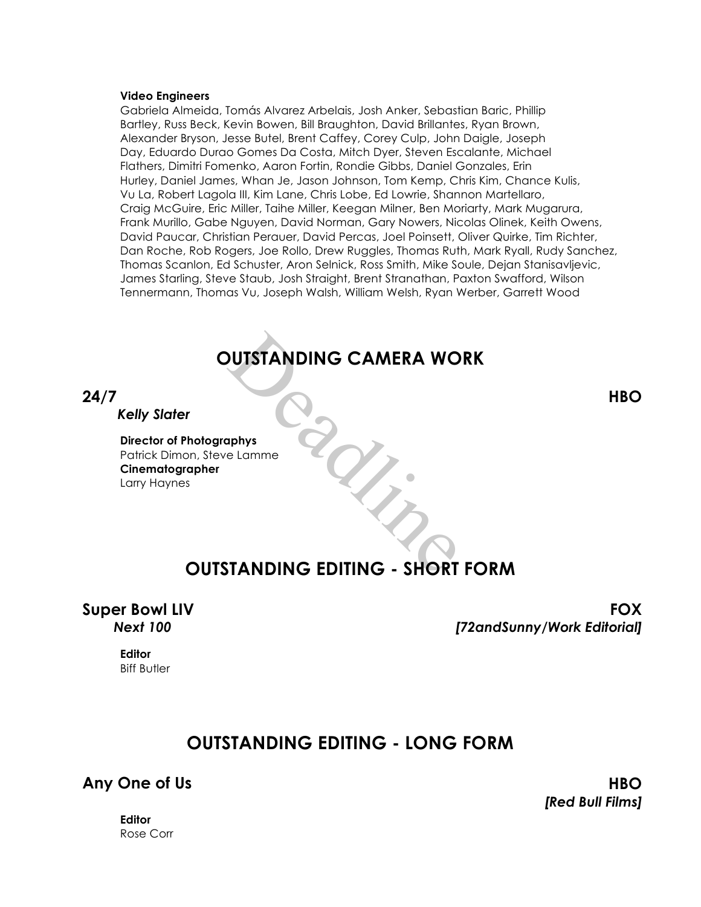**Video Engineers**
Gabriela Almeida, Tomás Alvarez Arbelais, Josh Anker, Sebastian Baric, Phillip Bartley, Russ Beck, Kevin Bowen, Bill Braughton, David Brillantes, Ryan Brown, Alexander Bryson, Jesse Butel, Brent Caffey, Corey Culp, John Daigle, Joseph Day, Eduardo Durao Gomes Da Costa, Mitch Dyer, Steven Escalante, Michael Flathers, Dimitri Fomenko, Aaron Fortin, Rondie Gibbs, Daniel Gonzales, Erin Hurley, Daniel James, Whan Je, Jason Johnson, Tom Kemp, Chris Kim, Chance Kulis, Vu La, Robert Lagola III, Kim Lane, Chris Lobe, Ed Lowrie, Shannon Martellaro, Craig McGuire, Eric Miller, Taihe Miller, Keegan Milner, Ben Moriarty, Mark Mugarura, Frank Murillo, Gabe Nguyen, David Norman, Gary Nowers, Nicolas Olinek, Keith Owens, David Paucar, Christian Perauer, David Percas, Joel Poinsett, Oliver Quirke, Tim Richter, Dan Roche, Rob Rogers, Joe Rollo, Drew Ruggles, Thomas Ruth, Mark Ryall, Rudy Sanchez, Thomas Scanlon, Ed Schuster, Aron Selnick, Ross Smith, Mike Soule, Dejan Stanisavljevic, James Starling, Steve Staub, Josh Straight, Brent Stranathan, Paxton Swafford, Wilson Tennermann, Thomas Vu, Joseph Walsh, William Welsh, Ryan Werber, Garrett Wood

## OUTSTANDING CAMERA WORK

### 24/7 — HBO

***Kelly Slater***

**Director of Photographys**
Patrick Dimon, Steve Lamme
**Cinematographer**
Larry Haynes

## OUTSTANDING EDITING - SHORT FORM

### Super Bowl LIV — FOX

***Next 100*** — ***[72andSunny/Work Editorial]***

**Editor**
Biff Butler

## OUTSTANDING EDITING - LONG FORM

### Any One of Us — HBO

***[Red Bull Films]***

**Editor**
Rose Corr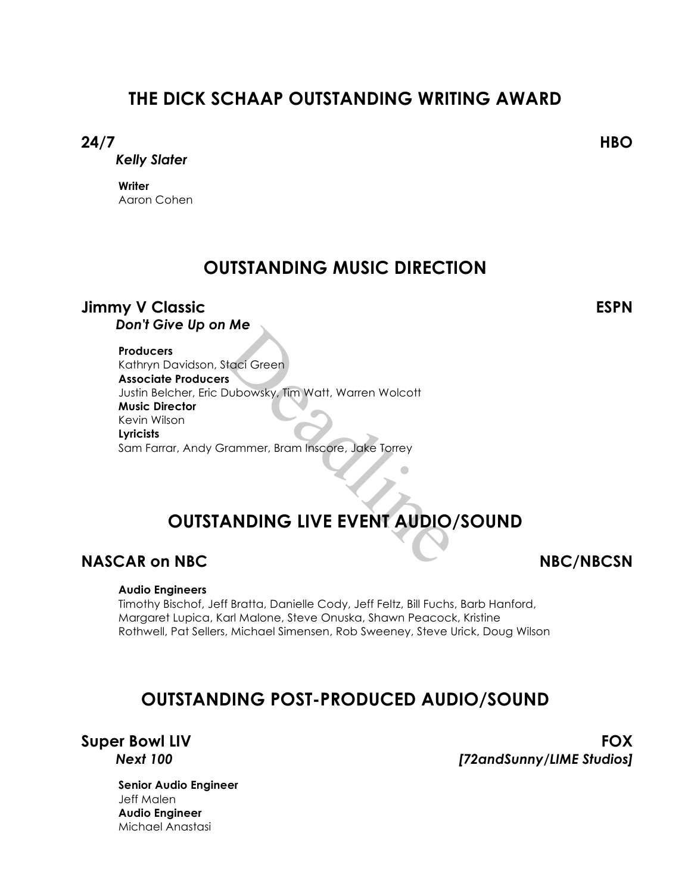## THE DICK SCHAAP OUTSTANDING WRITING AWARD

**24/7** **HBO**
***Kelly Slater***

**Writer**
Aaron Cohen

## OUTSTANDING MUSIC DIRECTION

**Jimmy V Classic** **ESPN**
***Don't Give Up on Me***

**Producers**
Kathryn Davidson, Staci Green
**Associate Producers**
Justin Belcher, Eric Dubowsky, Tim Watt, Warren Wolcott
**Music Director**
Kevin Wilson
**Lyricists**
Sam Farrar, Andy Grammer, Bram Inscore, Jake Torrey

## OUTSTANDING LIVE EVENT AUDIO/SOUND

**NASCAR on NBC** **NBC/NBCSN**

**Audio Engineers**
Timothy Bischof, Jeff Bratta, Danielle Cody, Jeff Feltz, Bill Fuchs, Barb Hanford, Margaret Lupica, Karl Malone, Steve Onuska, Shawn Peacock, Kristine Rothwell, Pat Sellers, Michael Simensen, Rob Sweeney, Steve Urick, Doug Wilson

## OUTSTANDING POST-PRODUCED AUDIO/SOUND

**Super Bowl LIV** **FOX**
***Next 100*** ***[72andSunny/LIME Studios]***

**Senior Audio Engineer**
Jeff Malen
**Audio Engineer**
Michael Anastasi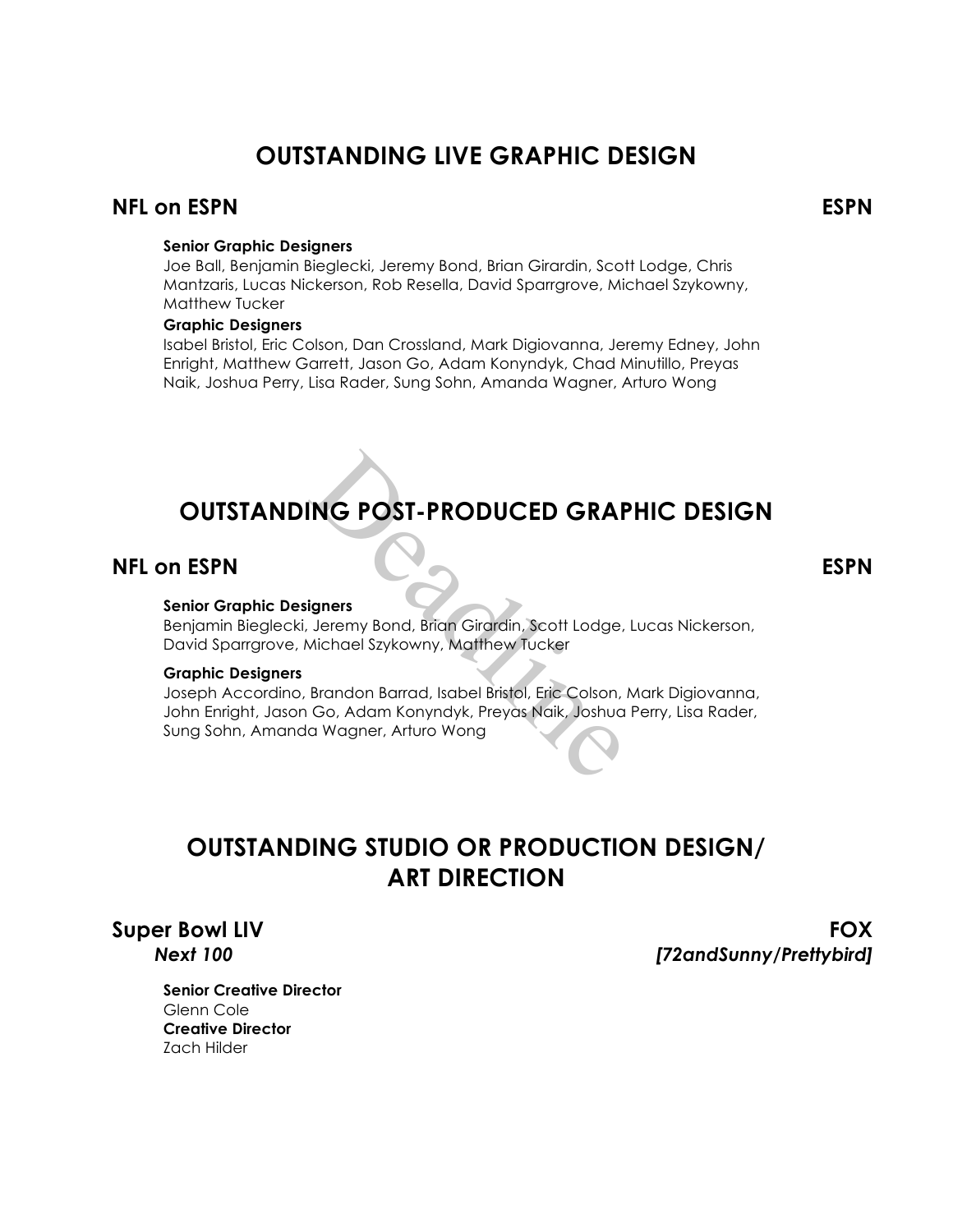## OUTSTANDING LIVE GRAPHIC DESIGN

### NFL on ESPN — ESPN

**Senior Graphic Designers**
Joe Ball, Benjamin Bieglecki, Jeremy Bond, Brian Girardin, Scott Lodge, Chris Mantzaris, Lucas Nickerson, Rob Resella, David Sparrgrove, Michael Szykowny, Matthew Tucker

**Graphic Designers**
Isabel Bristol, Eric Colson, Dan Crossland, Mark Digiovanna, Jeremy Edney, John Enright, Matthew Garrett, Jason Go, Adam Konyndyk, Chad Minutillo, Preyas Naik, Joshua Perry, Lisa Rader, Sung Sohn, Amanda Wagner, Arturo Wong

## OUTSTANDING POST-PRODUCED GRAPHIC DESIGN

### NFL on ESPN — ESPN

**Senior Graphic Designers**
Benjamin Bieglecki, Jeremy Bond, Brian Girardin, Scott Lodge, Lucas Nickerson, David Sparrgrove, Michael Szykowny, Matthew Tucker

**Graphic Designers**
Joseph Accordino, Brandon Barrad, Isabel Bristol, Eric Colson, Mark Digiovanna, John Enright, Jason Go, Adam Konyndyk, Preyas Naik, Joshua Perry, Lisa Rader, Sung Sohn, Amanda Wagner, Arturo Wong

## OUTSTANDING STUDIO OR PRODUCTION DESIGN/ ART DIRECTION

### Super Bowl LIV — FOX
***Next 100*** — ***[72andSunny/Prettybird]***

**Senior Creative Director**
Glenn Cole
**Creative Director**
Zach Hilder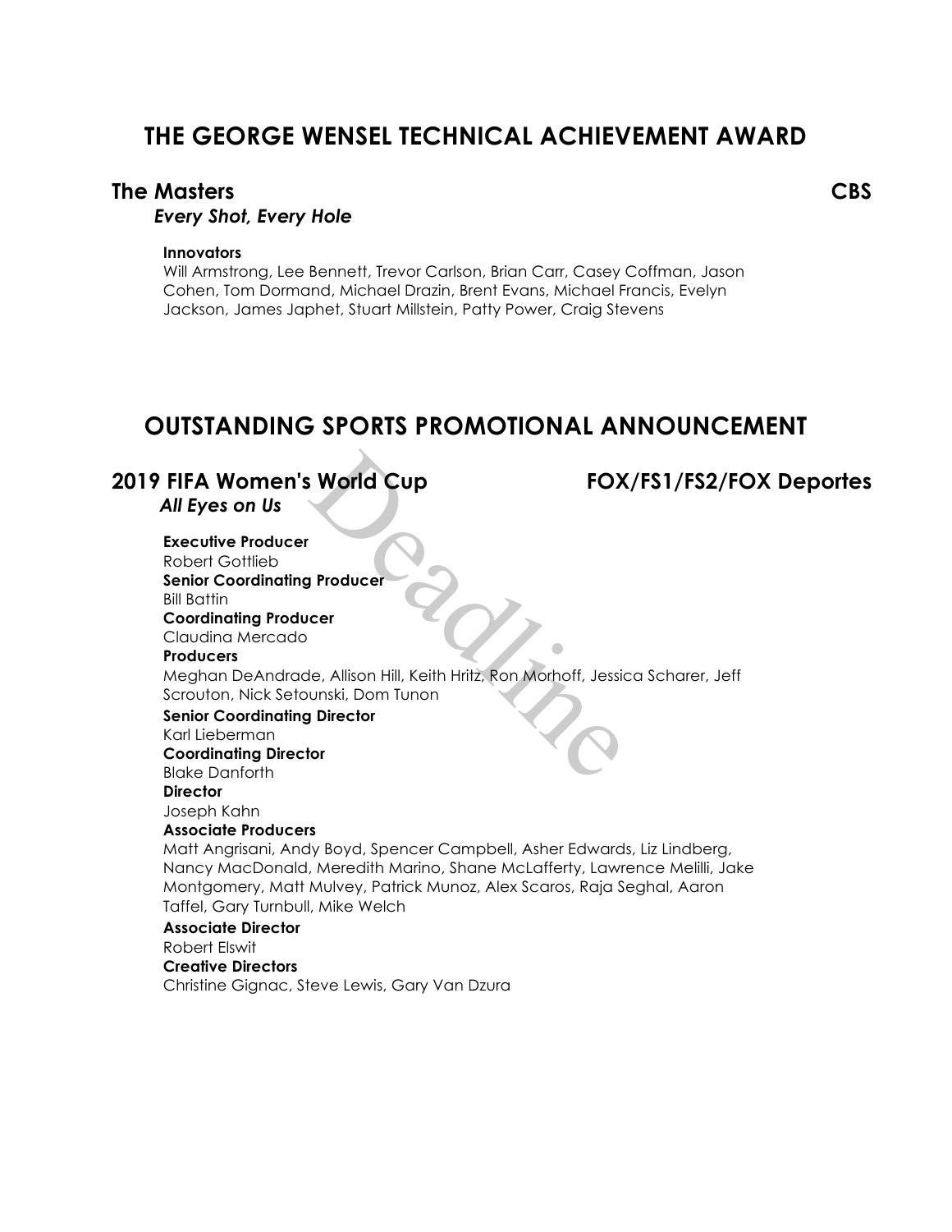## THE GEORGE WENSEL TECHNICAL ACHIEVEMENT AWARD

### The Masters CBS

***Every Shot, Every Hole***

**Innovators**
Will Armstrong, Lee Bennett, Trevor Carlson, Brian Carr, Casey Coffman, Jason Cohen, Tom Dormand, Michael Drazin, Brent Evans, Michael Francis, Evelyn Jackson, James Japhet, Stuart Millstein, Patty Power, Craig Stevens

## OUTSTANDING SPORTS PROMOTIONAL ANNOUNCEMENT

### 2019 FIFA Women's World Cup FOX/FS1/FS2/FOX Deportes

***All Eyes on Us***

**Executive Producer**
Robert Gottlieb
**Senior Coordinating Producer**
Bill Battin
**Coordinating Producer**
Claudina Mercado
**Producers**
Meghan DeAndrade, Allison Hill, Keith Hritz, Ron Morhoff, Jessica Scharer, Jeff Scrouton, Nick Setounski, Dom Tunon
**Senior Coordinating Director**
Karl Lieberman
**Coordinating Director**
Blake Danforth
**Director**
Joseph Kahn
**Associate Producers**
Matt Angrisani, Andy Boyd, Spencer Campbell, Asher Edwards, Liz Lindberg, Nancy MacDonald, Meredith Marino, Shane McLafferty, Lawrence Melilli, Jake Montgomery, Matt Mulvey, Patrick Munoz, Alex Scaros, Raja Seghal, Aaron Taffel, Gary Turnbull, Mike Welch
**Associate Director**
Robert Elswit
**Creative Directors**
Christine Gignac, Steve Lewis, Gary Van Dzura